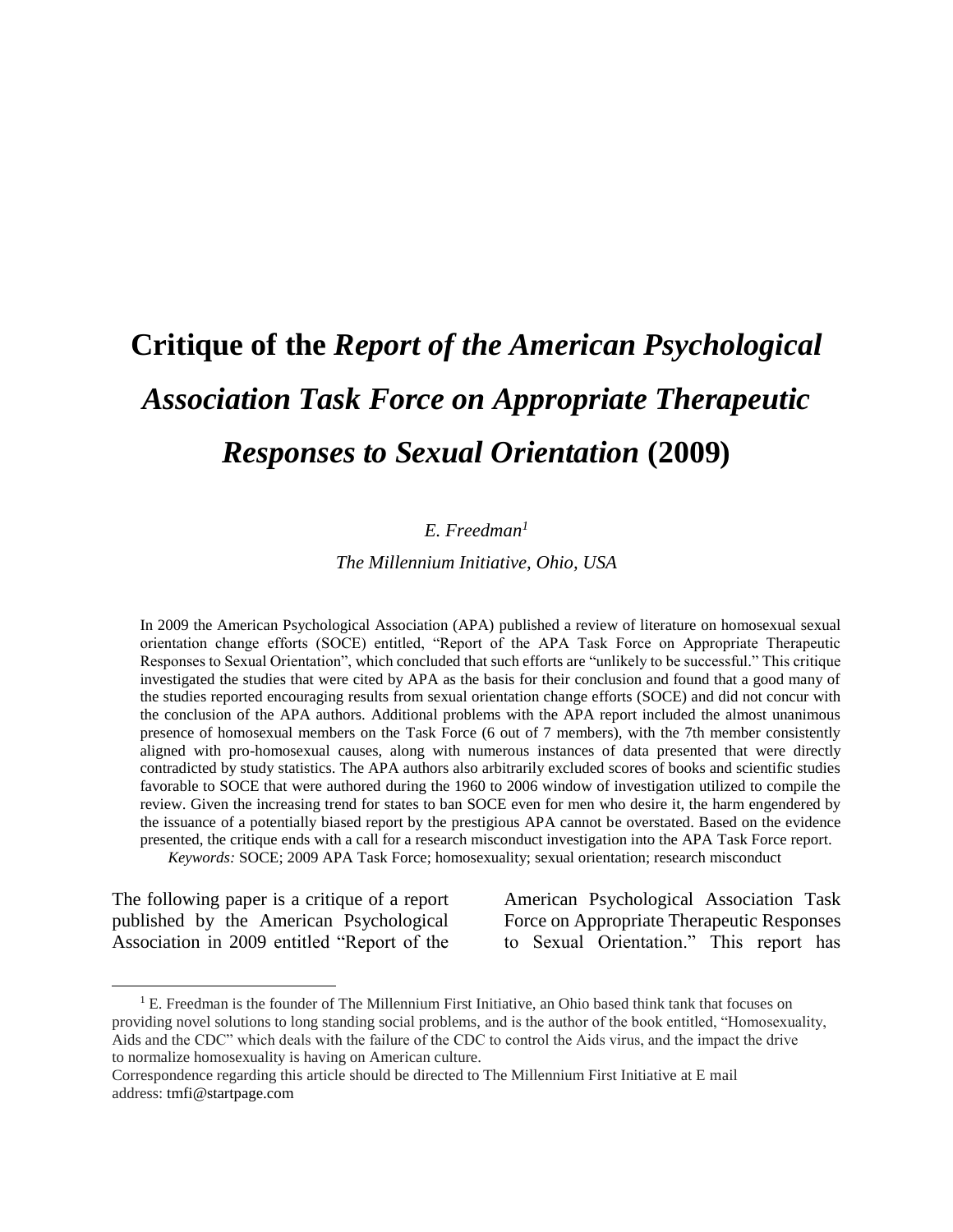# Critique of the *Report of the American Psychological Association Task Force on Appropriate Therapeutic Responses to Sexual Orientation* (2009)

*E. Freedman*[1]

*The Millennium Initiative, Ohio, USA*

In 2009 the American Psychological Association (APA) published a review of literature on homosexual sexual orientation change efforts (SOCE) entitled, "Report of the APA Task Force on Appropriate Therapeutic Responses to Sexual Orientation", which concluded that such efforts are "unlikely to be successful." This critique investigated the studies that were cited by APA as the basis for their conclusion and found that a good many of the studies reported encouraging results from sexual orientation change efforts (SOCE) and did not concur with the conclusion of the APA authors. Additional problems with the APA report included the almost unanimous presence of homosexual members on the Task Force (6 out of 7 members), with the 7th member consistently aligned with pro-homosexual causes, along with numerous instances of data presented that were directly contradicted by study statistics. The APA authors also arbitrarily excluded scores of books and scientific studies favorable to SOCE that were authored during the 1960 to 2006 window of investigation utilized to compile the review. Given the increasing trend for states to ban SOCE even for men who desire it, the harm engendered by the issuance of a potentially biased report by the prestigious APA cannot be overstated. Based on the evidence presented, the critique ends with a call for a research misconduct investigation into the APA Task Force report.

*Keywords:* SOCE; 2009 APA Task Force; homosexuality; sexual orientation; research misconduct

The following paper is a critique of a report published by the American Psychological Association in 2009 entitled "Report of the American Psychological Association Task Force on Appropriate Therapeutic Responses to Sexual Orientation." This report has

---

[1] E. Freedman is the founder of The Millennium First Initiative, an Ohio based think tank that focuses on providing novel solutions to long standing social problems, and is the author of the book entitled, "Homosexuality, Aids and the CDC" which deals with the failure of the CDC to control the Aids virus, and the impact the drive to normalize homosexuality is having on American culture.

Correspondence regarding this article should be directed to The Millennium First Initiative at E mail address: tmfi@startpage.com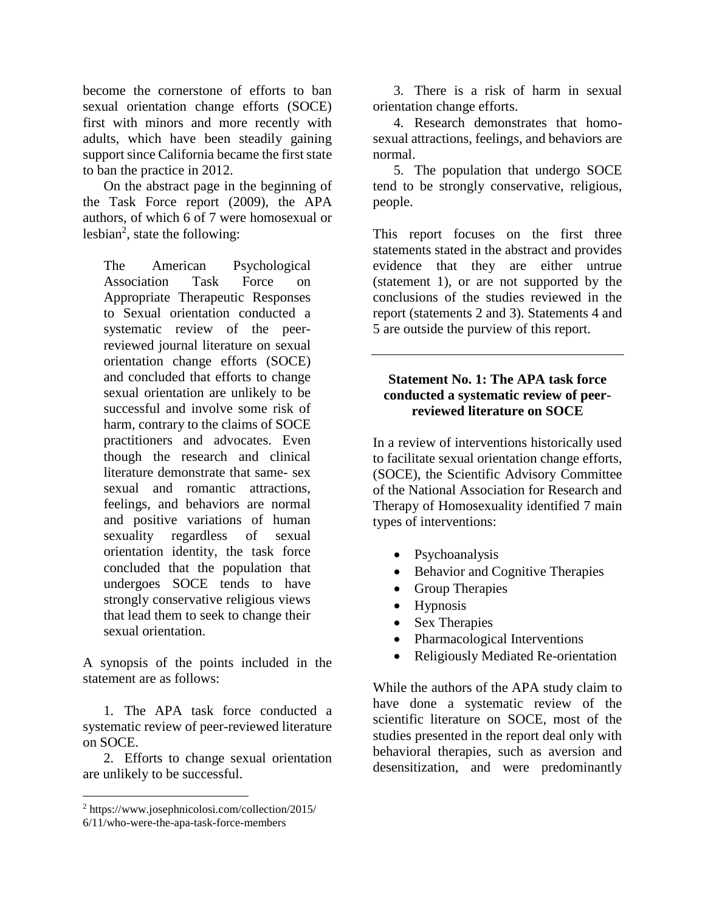become the cornerstone of efforts to ban sexual orientation change efforts (SOCE) first with minors and more recently with adults, which have been steadily gaining support since California became the first state to ban the practice in 2012.

On the abstract page in the beginning of the Task Force report (2009), the APA authors, of which 6 of 7 were homosexual or lesbian[2], state the following:

> The American Psychological Association Task Force on Appropriate Therapeutic Responses to Sexual orientation conducted a systematic review of the peer-reviewed journal literature on sexual orientation change efforts (SOCE) and concluded that efforts to change sexual orientation are unlikely to be successful and involve some risk of harm, contrary to the claims of SOCE practitioners and advocates. Even though the research and clinical literature demonstrate that same- sex sexual and romantic attractions, feelings, and behaviors are normal and positive variations of human sexuality regardless of sexual orientation identity, the task force concluded that the population that undergoes SOCE tends to have strongly conservative religious views that lead them to seek to change their sexual orientation.

A synopsis of the points included in the statement are as follows:

1. The APA task force conducted a systematic review of peer-reviewed literature on SOCE.
2. Efforts to change sexual orientation are unlikely to be successful.
3. There is a risk of harm in sexual orientation change efforts.
4. Research demonstrates that homosexual attractions, feelings, and behaviors are normal.
5. The population that undergo SOCE tend to be strongly conservative, religious, people.

This report focuses on the first three statements stated in the abstract and provides evidence that they are either untrue (statement 1), or are not supported by the conclusions of the studies reviewed in the report (statements 2 and 3). Statements 4 and 5 are outside the purview of this report.

---

### Statement No. 1: The APA task force conducted a systematic review of peer-reviewed literature on SOCE

In a review of interventions historically used to facilitate sexual orientation change efforts, (SOCE), the Scientific Advisory Committee of the National Association for Research and Therapy of Homosexuality identified 7 main types of interventions:

- Psychoanalysis
- Behavior and Cognitive Therapies
- Group Therapies
- Hypnosis
- Sex Therapies
- Pharmacological Interventions
- Religiously Mediated Re-orientation

While the authors of the APA study claim to have done a systematic review of the scientific literature on SOCE, most of the studies presented in the report deal only with behavioral therapies, such as aversion and desensitization, and were predominantly

[2] https://www.josephnicolosi.com/collection/2015/6/11/who-were-the-apa-task-force-members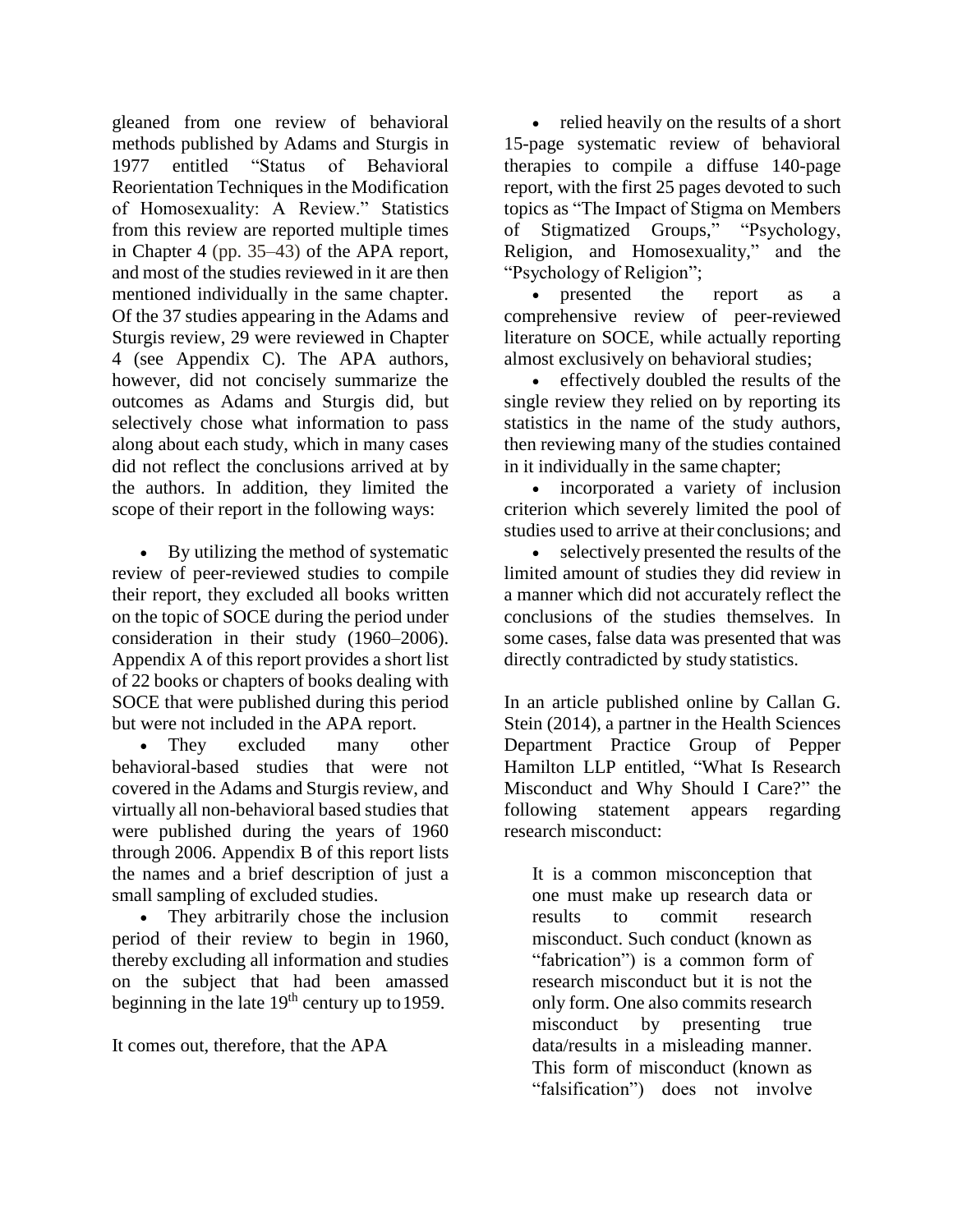gleaned from one review of behavioral methods published by Adams and Sturgis in 1977 entitled "Status of Behavioral Reorientation Techniques in the Modification of Homosexuality: A Review." Statistics from this review are reported multiple times in Chapter 4 (pp. 35–43) of the APA report, and most of the studies reviewed in it are then mentioned individually in the same chapter. Of the 37 studies appearing in the Adams and Sturgis review, 29 were reviewed in Chapter 4 (see Appendix C). The APA authors, however, did not concisely summarize the outcomes as Adams and Sturgis did, but selectively chose what information to pass along about each study, which in many cases did not reflect the conclusions arrived at by the authors. In addition, they limited the scope of their report in the following ways:

- By utilizing the method of systematic review of peer-reviewed studies to compile their report, they excluded all books written on the topic of SOCE during the period under consideration in their study (1960–2006). Appendix A of this report provides a short list of 22 books or chapters of books dealing with SOCE that were published during this period but were not included in the APA report.
- They excluded many other behavioral-based studies that were not covered in the Adams and Sturgis review, and virtually all non-behavioral based studies that were published during the years of 1960 through 2006. Appendix B of this report lists the names and a brief description of just a small sampling of excluded studies.
- They arbitrarily chose the inclusion period of their review to begin in 1960, thereby excluding all information and studies on the subject that had been amassed beginning in the late 19th century up to 1959.

It comes out, therefore, that the APA

- relied heavily on the results of a short 15-page systematic review of behavioral therapies to compile a diffuse 140-page report, with the first 25 pages devoted to such topics as "The Impact of Stigma on Members of Stigmatized Groups," "Psychology, Religion, and Homosexuality," and the "Psychology of Religion";
- presented the report as a comprehensive review of peer-reviewed literature on SOCE, while actually reporting almost exclusively on behavioral studies;
- effectively doubled the results of the single review they relied on by reporting its statistics in the name of the study authors, then reviewing many of the studies contained in it individually in the same chapter;
- incorporated a variety of inclusion criterion which severely limited the pool of studies used to arrive at their conclusions; and
- selectively presented the results of the limited amount of studies they did review in a manner which did not accurately reflect the conclusions of the studies themselves. In some cases, false data was presented that was directly contradicted by study statistics.

In an article published online by Callan G. Stein (2014), a partner in the Health Sciences Department Practice Group of Pepper Hamilton LLP entitled, "What Is Research Misconduct and Why Should I Care?" the following statement appears regarding research misconduct:

> It is a common misconception that one must make up research data or results to commit research misconduct. Such conduct (known as "fabrication") is a common form of research misconduct but it is not the only form. One also commits research misconduct by presenting true data/results in a misleading manner. This form of misconduct (known as "falsification") does not involve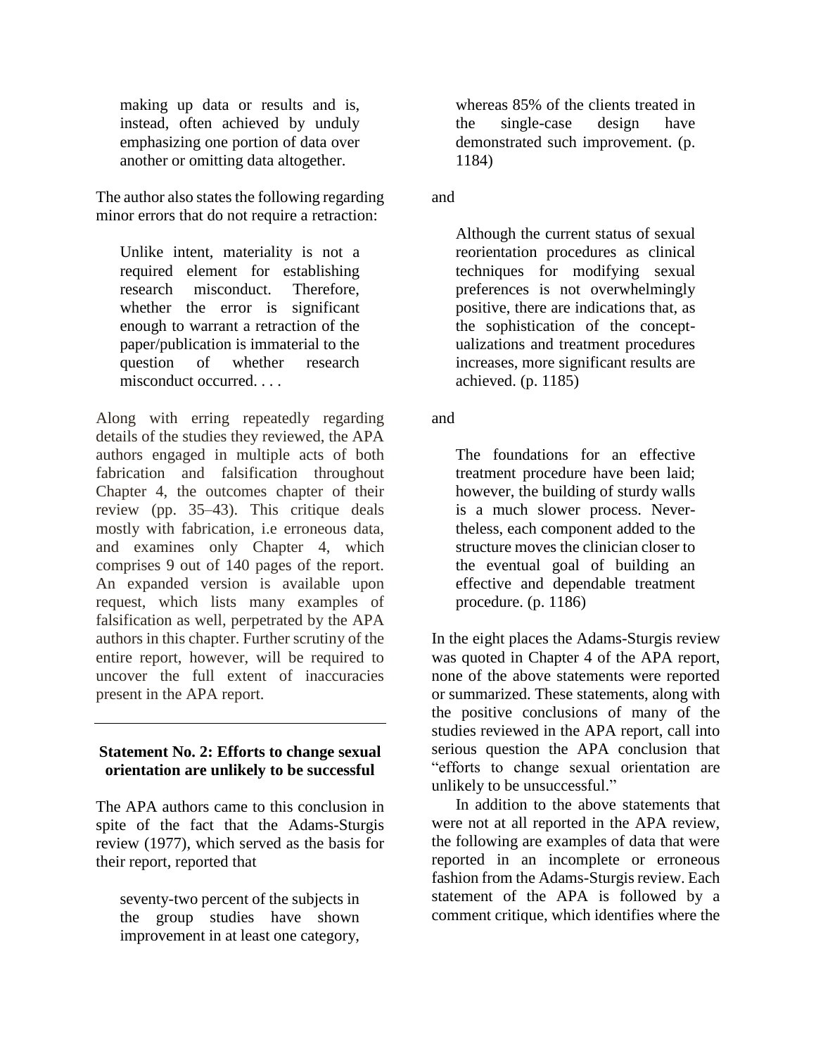> making up data or results and is, instead, often achieved by unduly emphasizing one portion of data over another or omitting data altogether.

The author also states the following regarding minor errors that do not require a retraction:

> Unlike intent, materiality is not a required element for establishing research misconduct. Therefore, whether the error is significant enough to warrant a retraction of the paper/publication is immaterial to the question of whether research misconduct occurred. . . .

Along with erring repeatedly regarding details of the studies they reviewed, the APA authors engaged in multiple acts of both fabrication and falsification throughout Chapter 4, the outcomes chapter of their review (pp. 35–43). This critique deals mostly with fabrication, i.e erroneous data, and examines only Chapter 4, which comprises 9 out of 140 pages of the report. An expanded version is available upon request, which lists many examples of falsification as well, perpetrated by the APA authors in this chapter. Further scrutiny of the entire report, however, will be required to uncover the full extent of inaccuracies present in the APA report.

---

### Statement No. 2: Efforts to change sexual orientation are unlikely to be successful

The APA authors came to this conclusion in spite of the fact that the Adams-Sturgis review (1977), which served as the basis for their report, reported that

> seventy-two percent of the subjects in the group studies have shown improvement in at least one category, whereas 85% of the clients treated in the single-case design have demonstrated such improvement. (p. 1184)

and

> Although the current status of sexual reorientation procedures as clinical techniques for modifying sexual preferences is not overwhelmingly positive, there are indications that, as the sophistication of the conceptualizations and treatment procedures increases, more significant results are achieved. (p. 1185)

and

> The foundations for an effective treatment procedure have been laid; however, the building of sturdy walls is a much slower process. Nevertheless, each component added to the structure moves the clinician closer to the eventual goal of building an effective and dependable treatment procedure. (p. 1186)

In the eight places the Adams-Sturgis review was quoted in Chapter 4 of the APA report, none of the above statements were reported or summarized. These statements, along with the positive conclusions of many of the studies reviewed in the APA report, call into serious question the APA conclusion that "efforts to change sexual orientation are unlikely to be unsuccessful."

In addition to the above statements that were not at all reported in the APA review, the following are examples of data that were reported in an incomplete or erroneous fashion from the Adams-Sturgis review. Each statement of the APA is followed by a comment critique, which identifies where the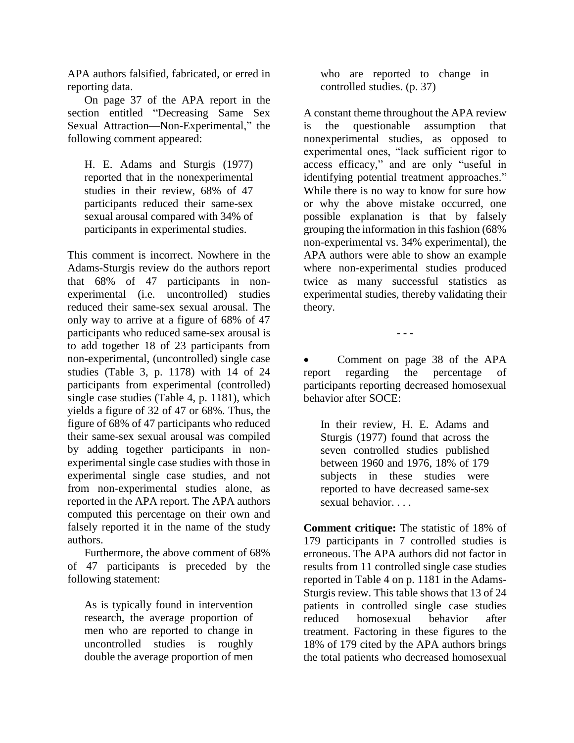APA authors falsified, fabricated, or erred in reporting data.

On page 37 of the APA report in the section entitled "Decreasing Same Sex Sexual Attraction—Non-Experimental," the following comment appeared:

> H. E. Adams and Sturgis (1977) reported that in the nonexperimental studies in their review, 68% of 47 participants reduced their same-sex sexual arousal compared with 34% of participants in experimental studies.

This comment is incorrect. Nowhere in the Adams-Sturgis review do the authors report that 68% of 47 participants in non-experimental (i.e. uncontrolled) studies reduced their same-sex sexual arousal. The only way to arrive at a figure of 68% of 47 participants who reduced same-sex arousal is to add together 18 of 23 participants from non-experimental, (uncontrolled) single case studies (Table 3, p. 1178) with 14 of 24 participants from experimental (controlled) single case studies (Table 4, p. 1181), which yields a figure of 32 of 47 or 68%. Thus, the figure of 68% of 47 participants who reduced their same-sex sexual arousal was compiled by adding together participants in non-experimental single case studies with those in experimental single case studies, and not from non-experimental studies alone, as reported in the APA report. The APA authors computed this percentage on their own and falsely reported it in the name of the study authors.

Furthermore, the above comment of 68% of 47 participants is preceded by the following statement:

> As is typically found in intervention research, the average proportion of men who are reported to change in uncontrolled studies is roughly double the average proportion of men who are reported to change in controlled studies. (p. 37)

A constant theme throughout the APA review is the questionable assumption that nonexperimental studies, as opposed to experimental ones, "lack sufficient rigor to access efficacy," and are only "useful in identifying potential treatment approaches." While there is no way to know for sure how or why the above mistake occurred, one possible explanation is that by falsely grouping the information in this fashion (68% non-experimental vs. 34% experimental), the APA authors were able to show an example where non-experimental studies produced twice as many successful statistics as experimental studies, thereby validating their theory.

- - -

- Comment on page 38 of the APA report regarding the percentage of participants reporting decreased homosexual behavior after SOCE:

> In their review, H. E. Adams and Sturgis (1977) found that across the seven controlled studies published between 1960 and 1976, 18% of 179 subjects in these studies were reported to have decreased same-sex sexual behavior. . . .

**Comment critique:** The statistic of 18% of 179 participants in 7 controlled studies is erroneous. The APA authors did not factor in results from 11 controlled single case studies reported in Table 4 on p. 1181 in the Adams-Sturgis review. This table shows that 13 of 24 patients in controlled single case studies reduced homosexual behavior after treatment. Factoring in these figures to the 18% of 179 cited by the APA authors brings the total patients who decreased homosexual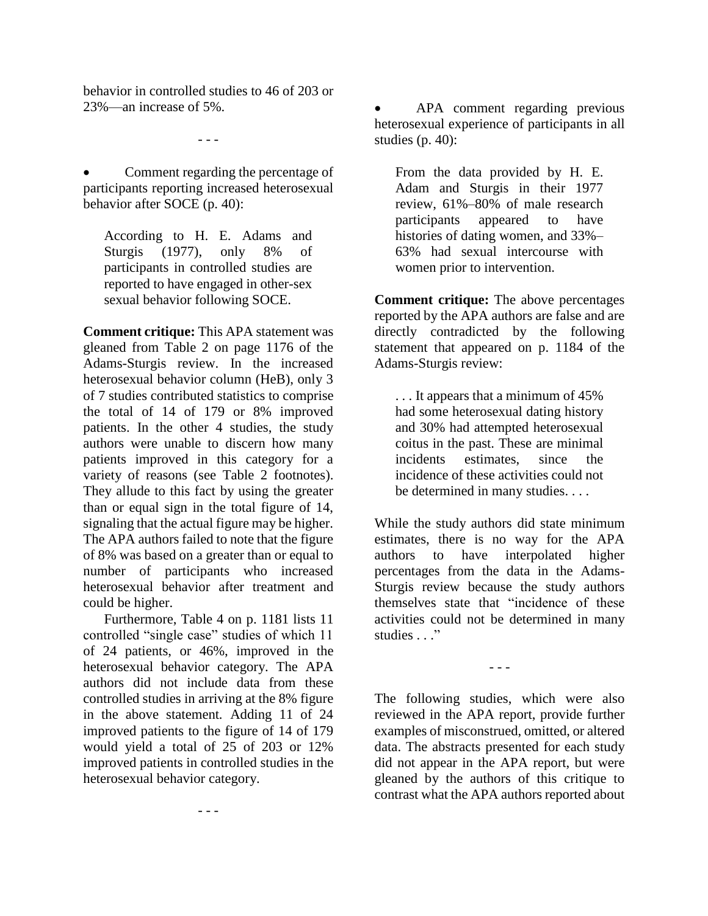behavior in controlled studies to 46 of 203 or 23%—an increase of 5%.

- - -

- Comment regarding the percentage of participants reporting increased heterosexual behavior after SOCE (p. 40):

> According to H. E. Adams and Sturgis (1977), only 8% of participants in controlled studies are reported to have engaged in other-sex sexual behavior following SOCE.

**Comment critique:** This APA statement was gleaned from Table 2 on page 1176 of the Adams-Sturgis review. In the increased heterosexual behavior column (HeB), only 3 of 7 studies contributed statistics to comprise the total of 14 of 179 or 8% improved patients. In the other 4 studies, the study authors were unable to discern how many patients improved in this category for a variety of reasons (see Table 2 footnotes). They allude to this fact by using the greater than or equal sign in the total figure of 14, signaling that the actual figure may be higher. The APA authors failed to note that the figure of 8% was based on a greater than or equal to number of participants who increased heterosexual behavior after treatment and could be higher.

Furthermore, Table 4 on p. 1181 lists 11 controlled "single case" studies of which 11 of 24 patients, or 46%, improved in the heterosexual behavior category. The APA authors did not include data from these controlled studies in arriving at the 8% figure in the above statement. Adding 11 of 24 improved patients to the figure of 14 of 179 would yield a total of 25 of 203 or 12% improved patients in controlled studies in the heterosexual behavior category.

- - -

- APA comment regarding previous heterosexual experience of participants in all studies (p. 40):

> From the data provided by H. E. Adam and Sturgis in their 1977 review, 61%–80% of male research participants appeared to have histories of dating women, and 33%–63% had sexual intercourse with women prior to intervention.

**Comment critique:** The above percentages reported by the APA authors are false and are directly contradicted by the following statement that appeared on p. 1184 of the Adams-Sturgis review:

> . . . It appears that a minimum of 45% had some heterosexual dating history and 30% had attempted heterosexual coitus in the past. These are minimal incidents estimates, since the incidence of these activities could not be determined in many studies. . . .

While the study authors did state minimum estimates, there is no way for the APA authors to have interpolated higher percentages from the data in the Adams-Sturgis review because the study authors themselves state that "incidence of these activities could not be determined in many studies . . ."

- - -

The following studies, which were also reviewed in the APA report, provide further examples of misconstrued, omitted, or altered data. The abstracts presented for each study did not appear in the APA report, but were gleaned by the authors of this critique to contrast what the APA authors reported about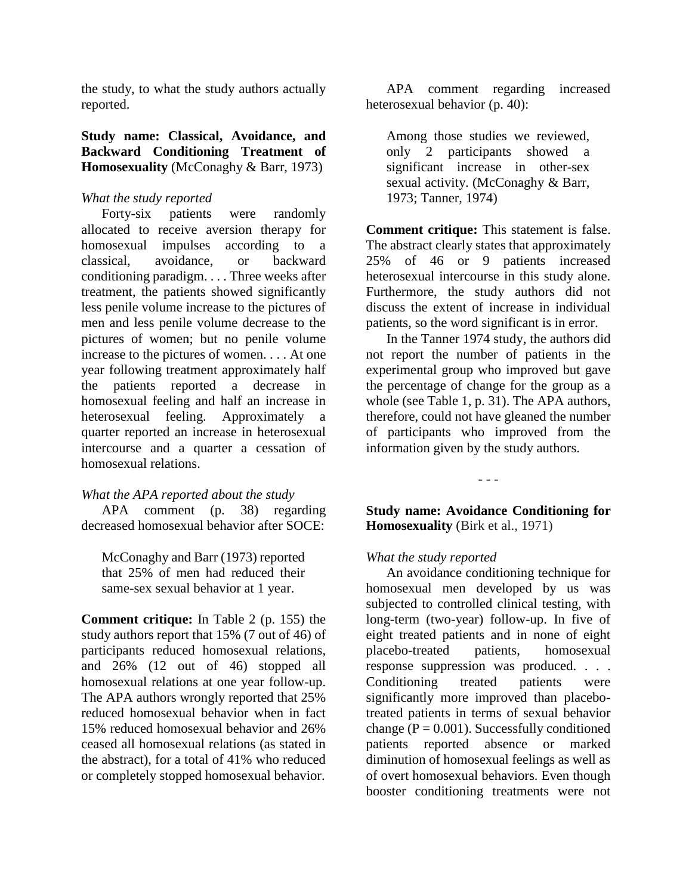the study, to what the study authors actually reported.

**Study name: Classical, Avoidance, and Backward Conditioning Treatment of Homosexuality** (McConaghy & Barr, 1973)

*What the study reported*

Forty-six patients were randomly allocated to receive aversion therapy for homosexual impulses according to a classical, avoidance, or backward conditioning paradigm. . . . Three weeks after treatment, the patients showed significantly less penile volume increase to the pictures of men and less penile volume decrease to the pictures of women; but no penile volume increase to the pictures of women. . . . At one year following treatment approximately half the patients reported a decrease in homosexual feeling and half an increase in heterosexual feeling. Approximately a quarter reported an increase in heterosexual intercourse and a quarter a cessation of homosexual relations.

*What the APA reported about the study*

APA comment (p. 38) regarding decreased homosexual behavior after SOCE:

> McConaghy and Barr (1973) reported that 25% of men had reduced their same-sex sexual behavior at 1 year.

**Comment critique:** In Table 2 (p. 155) the study authors report that 15% (7 out of 46) of participants reduced homosexual relations, and 26% (12 out of 46) stopped all homosexual relations at one year follow-up. The APA authors wrongly reported that 25% reduced homosexual behavior when in fact 15% reduced homosexual behavior and 26% ceased all homosexual relations (as stated in the abstract), for a total of 41% who reduced or completely stopped homosexual behavior.

APA comment regarding increased heterosexual behavior (p. 40):

> Among those studies we reviewed, only 2 participants showed a significant increase in other-sex sexual activity. (McConaghy & Barr, 1973; Tanner, 1974)

**Comment critique:** This statement is false. The abstract clearly states that approximately 25% of 46 or 9 patients increased heterosexual intercourse in this study alone. Furthermore, the study authors did not discuss the extent of increase in individual patients, so the word significant is in error.

In the Tanner 1974 study, the authors did not report the number of patients in the experimental group who improved but gave the percentage of change for the group as a whole (see Table 1, p. 31). The APA authors, therefore, could not have gleaned the number of participants who improved from the information given by the study authors.

- - -

**Study name: Avoidance Conditioning for Homosexuality** (Birk et al., 1971)

*What the study reported*

An avoidance conditioning technique for homosexual men developed by us was subjected to controlled clinical testing, with long-term (two-year) follow-up. In five of eight treated patients and in none of eight placebo-treated patients, homosexual response suppression was produced. . . . Conditioning treated patients were significantly more improved than placebo-treated patients in terms of sexual behavior change ($P = 0.001$). Successfully conditioned patients reported absence or marked diminution of homosexual feelings as well as of overt homosexual behaviors. Even though booster conditioning treatments were not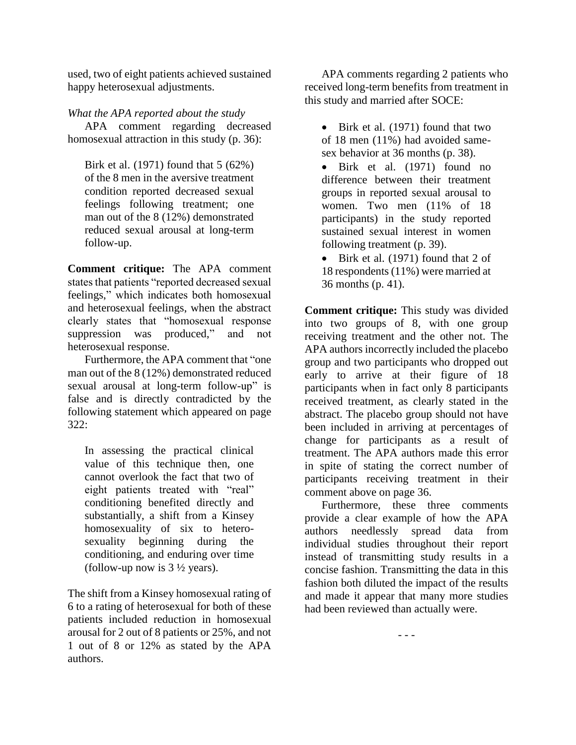used, two of eight patients achieved sustained happy heterosexual adjustments.

*What the APA reported about the study*

APA comment regarding decreased homosexual attraction in this study (p. 36):

> Birk et al. (1971) found that 5 (62%) of the 8 men in the aversive treatment condition reported decreased sexual feelings following treatment; one man out of the 8 (12%) demonstrated reduced sexual arousal at long-term follow-up.

**Comment critique:** The APA comment states that patients "reported decreased sexual feelings," which indicates both homosexual and heterosexual feelings, when the abstract clearly states that "homosexual response suppression was produced," and not heterosexual response.

Furthermore, the APA comment that "one man out of the 8 (12%) demonstrated reduced sexual arousal at long-term follow-up" is false and is directly contradicted by the following statement which appeared on page 322:

> In assessing the practical clinical value of this technique then, one cannot overlook the fact that two of eight patients treated with "real" conditioning benefited directly and substantially, a shift from a Kinsey homosexuality of six to heterosexuality beginning during the conditioning, and enduring over time (follow-up now is 3 ½ years).

The shift from a Kinsey homosexual rating of 6 to a rating of heterosexual for both of these patients included reduction in homosexual arousal for 2 out of 8 patients or 25%, and not 1 out of 8 or 12% as stated by the APA authors.

APA comments regarding 2 patients who received long-term benefits from treatment in this study and married after SOCE:

- Birk et al. (1971) found that two of 18 men (11%) had avoided same-sex behavior at 36 months (p. 38).
- Birk et al. (1971) found no difference between their treatment groups in reported sexual arousal to women. Two men (11% of 18 participants) in the study reported sustained sexual interest in women following treatment (p. 39).
- Birk et al. (1971) found that 2 of 18 respondents (11%) were married at 36 months (p. 41).

**Comment critique:** This study was divided into two groups of 8, with one group receiving treatment and the other not. The APA authors incorrectly included the placebo group and two participants who dropped out early to arrive at their figure of 18 participants when in fact only 8 participants received treatment, as clearly stated in the abstract. The placebo group should not have been included in arriving at percentages of change for participants as a result of treatment. The APA authors made this error in spite of stating the correct number of participants receiving treatment in their comment above on page 36.

Furthermore, these three comments provide a clear example of how the APA authors needlessly spread data from individual studies throughout their report instead of transmitting study results in a concise fashion. Transmitting the data in this fashion both diluted the impact of the results and made it appear that many more studies had been reviewed than actually were.

- - -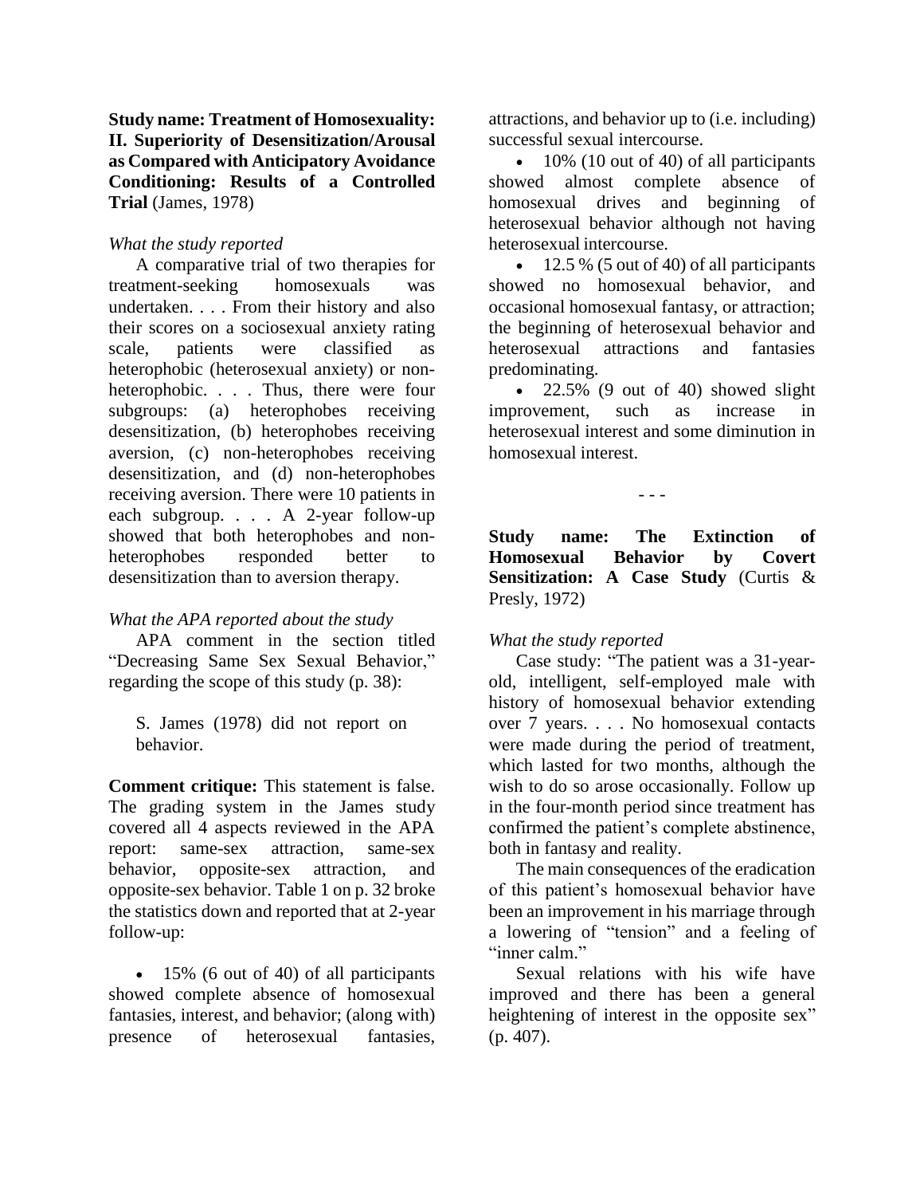**Study name: Treatment of Homosexuality: II. Superiority of Desensitization/Arousal as Compared with Anticipatory Avoidance Conditioning: Results of a Controlled Trial** (James, 1978)

*What the study reported*

A comparative trial of two therapies for treatment-seeking homosexuals was undertaken. . . . From their history and also their scores on a sociosexual anxiety rating scale, patients were classified as heterophobic (heterosexual anxiety) or non-heterophobic. . . . Thus, there were four subgroups: (a) heterophobes receiving desensitization, (b) heterophobes receiving aversion, (c) non-heterophobes receiving desensitization, and (d) non-heterophobes receiving aversion. There were 10 patients in each subgroup. . . . A 2-year follow-up showed that both heterophobes and non-heterophobes responded better to desensitization than to aversion therapy.

*What the APA reported about the study*

APA comment in the section titled "Decreasing Same Sex Sexual Behavior," regarding the scope of this study (p. 38):

> S. James (1978) did not report on behavior.

**Comment critique:** This statement is false. The grading system in the James study covered all 4 aspects reviewed in the APA report: same-sex attraction, same-sex behavior, opposite-sex attraction, and opposite-sex behavior. Table 1 on p. 32 broke the statistics down and reported that at 2-year follow-up:

- 15% (6 out of 40) of all participants showed complete absence of homosexual fantasies, interest, and behavior; (along with) presence of heterosexual fantasies, attractions, and behavior up to (i.e. including) successful sexual intercourse.
- 10% (10 out of 40) of all participants showed almost complete absence of homosexual drives and beginning of heterosexual behavior although not having heterosexual intercourse.
- 12.5 % (5 out of 40) of all participants showed no homosexual behavior, and occasional homosexual fantasy, or attraction; the beginning of heterosexual behavior and heterosexual attractions and fantasies predominating.
- 22.5% (9 out of 40) showed slight improvement, such as increase in heterosexual interest and some diminution in homosexual interest.

- - -

**Study name: The Extinction of Homosexual Behavior by Covert Sensitization: A Case Study** (Curtis & Presly, 1972)

*What the study reported*

Case study: "The patient was a 31-year-old, intelligent, self-employed male with history of homosexual behavior extending over 7 years. . . . No homosexual contacts were made during the period of treatment, which lasted for two months, although the wish to do so arose occasionally. Follow up in the four-month period since treatment has confirmed the patient's complete abstinence, both in fantasy and reality.

The main consequences of the eradication of this patient's homosexual behavior have been an improvement in his marriage through a lowering of "tension" and a feeling of "inner calm."

Sexual relations with his wife have improved and there has been a general heightening of interest in the opposite sex" (p. 407).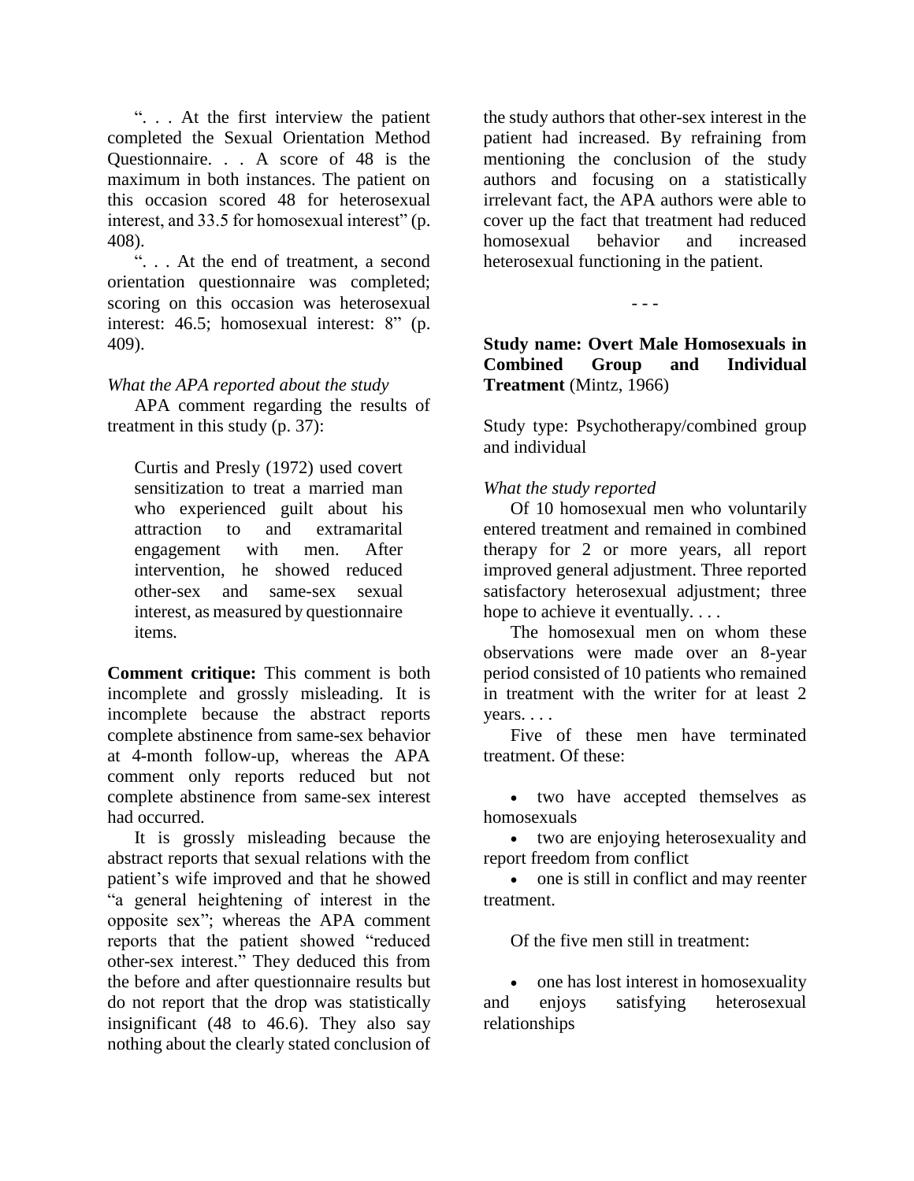". . . At the first interview the patient completed the Sexual Orientation Method Questionnaire. . . A score of 48 is the maximum in both instances. The patient on this occasion scored 48 for heterosexual interest, and 33.5 for homosexual interest" (p. 408).

". . . At the end of treatment, a second orientation questionnaire was completed; scoring on this occasion was heterosexual interest: 46.5; homosexual interest: 8" (p. 409).

*What the APA reported about the study*

APA comment regarding the results of treatment in this study (p. 37):

> Curtis and Presly (1972) used covert sensitization to treat a married man who experienced guilt about his attraction to and extramarital engagement with men. After intervention, he showed reduced other-sex and same-sex sexual interest, as measured by questionnaire items.

**Comment critique:** This comment is both incomplete and grossly misleading. It is incomplete because the abstract reports complete abstinence from same-sex behavior at 4-month follow-up, whereas the APA comment only reports reduced but not complete abstinence from same-sex interest had occurred.

It is grossly misleading because the abstract reports that sexual relations with the patient's wife improved and that he showed "a general heightening of interest in the opposite sex"; whereas the APA comment reports that the patient showed "reduced other-sex interest." They deduced this from the before and after questionnaire results but do not report that the drop was statistically insignificant (48 to 46.6). They also say nothing about the clearly stated conclusion of the study authors that other-sex interest in the patient had increased. By refraining from mentioning the conclusion of the study authors and focusing on a statistically irrelevant fact, the APA authors were able to cover up the fact that treatment had reduced homosexual behavior and increased heterosexual functioning in the patient.

- - -

**Study name: Overt Male Homosexuals in Combined Group and Individual Treatment** (Mintz, 1966)

Study type: Psychotherapy/combined group and individual

*What the study reported*

Of 10 homosexual men who voluntarily entered treatment and remained in combined therapy for 2 or more years, all report improved general adjustment. Three reported satisfactory heterosexual adjustment; three hope to achieve it eventually. . . .

The homosexual men on whom these observations were made over an 8-year period consisted of 10 patients who remained in treatment with the writer for at least 2 years. . . .

Five of these men have terminated treatment. Of these:

- two have accepted themselves as homosexuals
- two are enjoying heterosexuality and report freedom from conflict
- one is still in conflict and may reenter treatment.

Of the five men still in treatment:

- one has lost interest in homosexuality and enjoys satisfying heterosexual relationships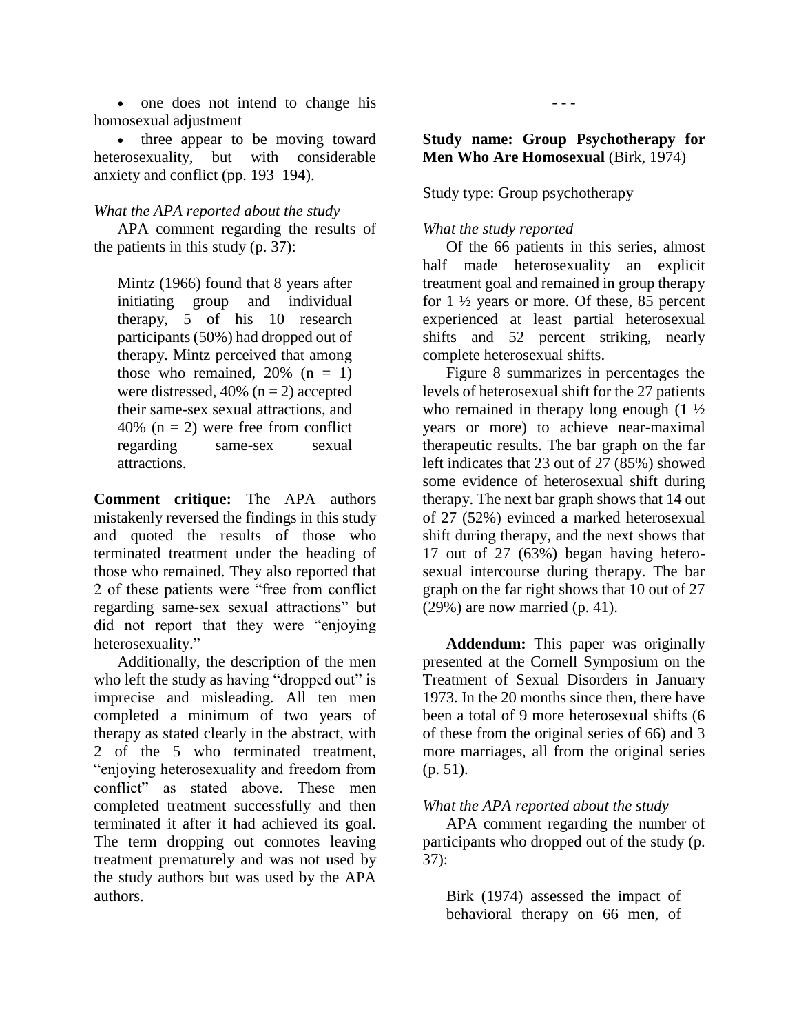- one does not intend to change his homosexual adjustment
- three appear to be moving toward heterosexuality, but with considerable anxiety and conflict (pp. 193–194).

*What the APA reported about the study*

APA comment regarding the results of the patients in this study (p. 37):

> Mintz (1966) found that 8 years after initiating group and individual therapy, 5 of his 10 research participants (50%) had dropped out of therapy. Mintz perceived that among those who remained, 20% (n = 1) were distressed, 40% (n = 2) accepted their same-sex sexual attractions, and 40% (n = 2) were free from conflict regarding same-sex sexual attractions.

**Comment critique:** The APA authors mistakenly reversed the findings in this study and quoted the results of those who terminated treatment under the heading of those who remained. They also reported that 2 of these patients were "free from conflict regarding same-sex sexual attractions" but did not report that they were "enjoying heterosexuality."

Additionally, the description of the men who left the study as having "dropped out" is imprecise and misleading. All ten men completed a minimum of two years of therapy as stated clearly in the abstract, with 2 of the 5 who terminated treatment, "enjoying heterosexuality and freedom from conflict" as stated above. These men completed treatment successfully and then terminated it after it had achieved its goal. The term dropping out connotes leaving treatment prematurely and was not used by the study authors but was used by the APA authors.

- - -

**Study name: Group Psychotherapy for Men Who Are Homosexual** (Birk, 1974)

Study type: Group psychotherapy

*What the study reported*

Of the 66 patients in this series, almost half made heterosexuality an explicit treatment goal and remained in group therapy for 1 ½ years or more. Of these, 85 percent experienced at least partial heterosexual shifts and 52 percent striking, nearly complete heterosexual shifts.

Figure 8 summarizes in percentages the levels of heterosexual shift for the 27 patients who remained in therapy long enough (1 ½ years or more) to achieve near-maximal therapeutic results. The bar graph on the far left indicates that 23 out of 27 (85%) showed some evidence of heterosexual shift during therapy. The next bar graph shows that 14 out of 27 (52%) evinced a marked heterosexual shift during therapy, and the next shows that 17 out of 27 (63%) began having hetero-sexual intercourse during therapy. The bar graph on the far right shows that 10 out of 27 (29%) are now married (p. 41).

**Addendum:** This paper was originally presented at the Cornell Symposium on the Treatment of Sexual Disorders in January 1973. In the 20 months since then, there have been a total of 9 more heterosexual shifts (6 of these from the original series of 66) and 3 more marriages, all from the original series (p. 51).

*What the APA reported about the study*

APA comment regarding the number of participants who dropped out of the study (p. 37):

> Birk (1974) assessed the impact of behavioral therapy on 66 men, of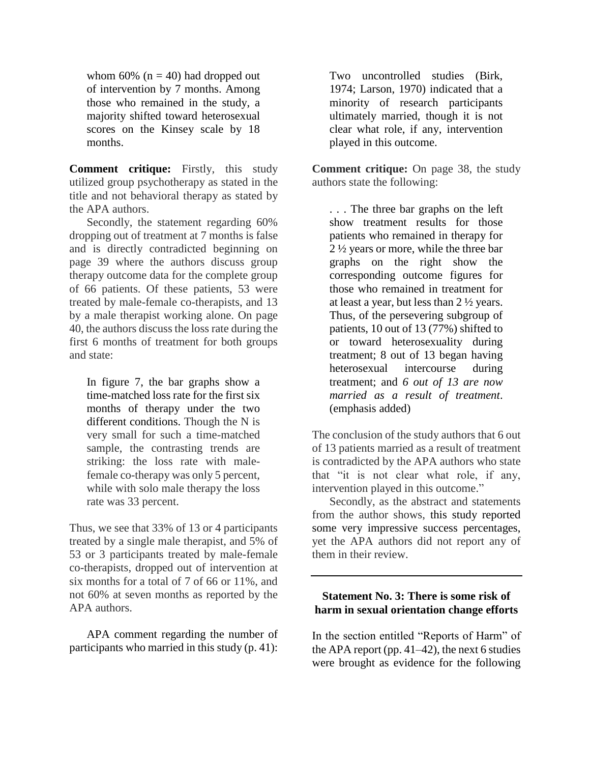whom 60% (n = 40) had dropped out of intervention by 7 months. Among those who remained in the study, a majority shifted toward heterosexual scores on the Kinsey scale by 18 months.

**Comment critique:** Firstly, this study utilized group psychotherapy as stated in the title and not behavioral therapy as stated by the APA authors.

Secondly, the statement regarding 60% dropping out of treatment at 7 months is false and is directly contradicted beginning on page 39 where the authors discuss group therapy outcome data for the complete group of 66 patients. Of these patients, 53 were treated by male-female co-therapists, and 13 by a male therapist working alone. On page 40, the authors discuss the loss rate during the first 6 months of treatment for both groups and state:

> In figure 7, the bar graphs show a time-matched loss rate for the first six months of therapy under the two different conditions. Though the N is very small for such a time-matched sample, the contrasting trends are striking: the loss rate with male-female co-therapy was only 5 percent, while with solo male therapy the loss rate was 33 percent.

Thus, we see that 33% of 13 or 4 participants treated by a single male therapist, and 5% of 53 or 3 participants treated by male-female co-therapists, dropped out of intervention at six months for a total of 7 of 66 or 11%, and not 60% at seven months as reported by the APA authors.

APA comment regarding the number of participants who married in this study (p. 41):

> Two uncontrolled studies (Birk, 1974; Larson, 1970) indicated that a minority of research participants ultimately married, though it is not clear what role, if any, intervention played in this outcome.

**Comment critique:** On page 38, the study authors state the following:

> . . . The three bar graphs on the left show treatment results for those patients who remained in therapy for 2 ½ years or more, while the three bar graphs on the right show the corresponding outcome figures for those who remained in treatment for at least a year, but less than 2 ½ years. Thus, of the persevering subgroup of patients, 10 out of 13 (77%) shifted to or toward heterosexuality during treatment; 8 out of 13 began having heterosexual intercourse during treatment; and *6 out of 13 are now married as a result of treatment*. (emphasis added)

The conclusion of the study authors that 6 out of 13 patients married as a result of treatment is contradicted by the APA authors who state that "it is not clear what role, if any, intervention played in this outcome."

Secondly, as the abstract and statements from the author shows, this study reported some very impressive success percentages, yet the APA authors did not report any of them in their review.

---

**Statement No. 3: There is some risk of harm in sexual orientation change efforts**

In the section entitled "Reports of Harm" of the APA report (pp. 41–42), the next 6 studies were brought as evidence for the following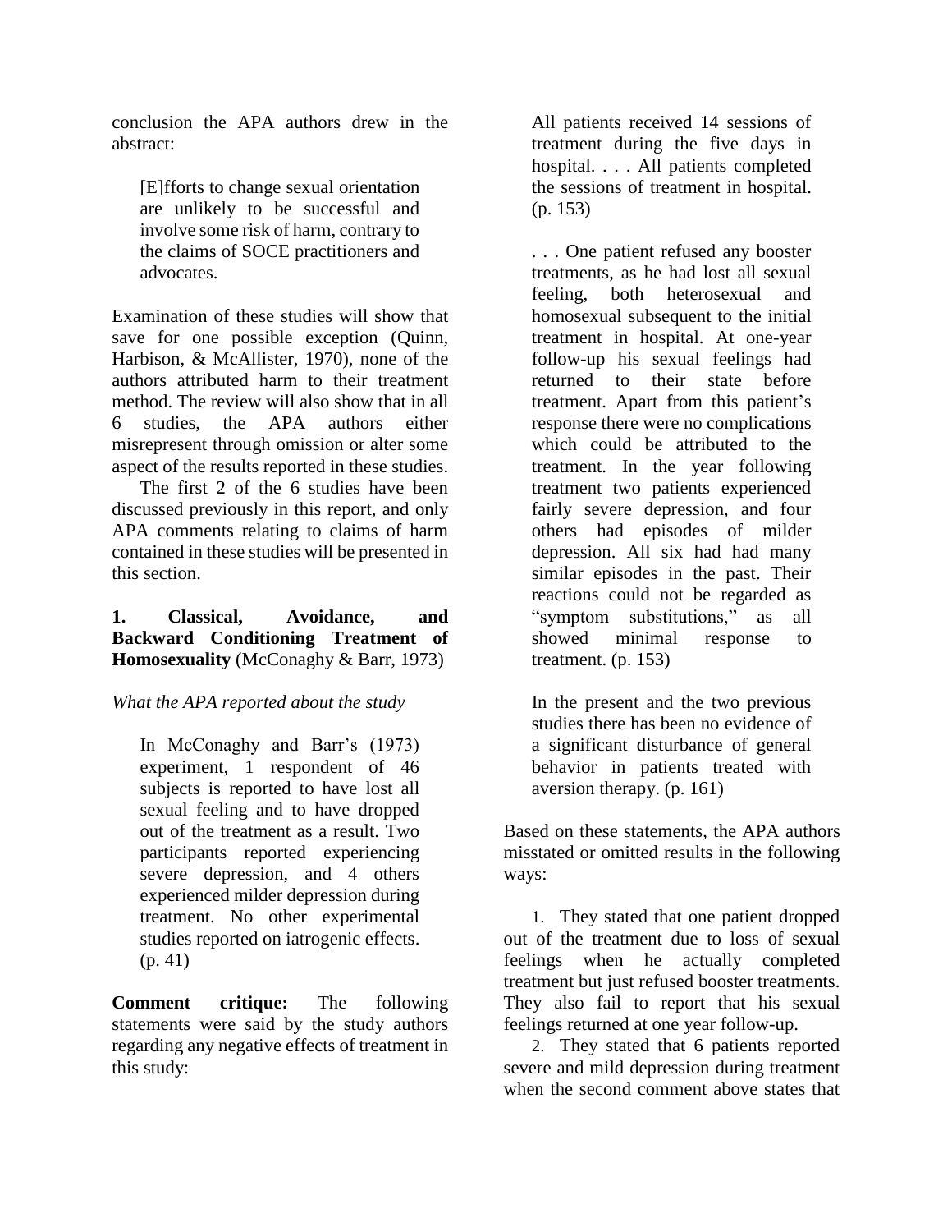conclusion the APA authors drew in the abstract:

> [E]fforts to change sexual orientation are unlikely to be successful and involve some risk of harm, contrary to the claims of SOCE practitioners and advocates.

Examination of these studies will show that save for one possible exception (Quinn, Harbison, & McAllister, 1970), none of the authors attributed harm to their treatment method. The review will also show that in all 6 studies, the APA authors either misrepresent through omission or alter some aspect of the results reported in these studies.

The first 2 of the 6 studies have been discussed previously in this report, and only APA comments relating to claims of harm contained in these studies will be presented in this section.

**1. Classical, Avoidance, and Backward Conditioning Treatment of Homosexuality** (McConaghy & Barr, 1973)

*What the APA reported about the study*

> In McConaghy and Barr's (1973) experiment, 1 respondent of 46 subjects is reported to have lost all sexual feeling and to have dropped out of the treatment as a result. Two participants reported experiencing severe depression, and 4 others experienced milder depression during treatment. No other experimental studies reported on iatrogenic effects. (p. 41)

**Comment critique:** The following statements were said by the study authors regarding any negative effects of treatment in this study:

> All patients received 14 sessions of treatment during the five days in hospital. . . . All patients completed the sessions of treatment in hospital. (p. 153)
>
> . . . One patient refused any booster treatments, as he had lost all sexual feeling, both heterosexual and homosexual subsequent to the initial treatment in hospital. At one-year follow-up his sexual feelings had returned to their state before treatment. Apart from this patient's response there were no complications which could be attributed to the treatment. In the year following treatment two patients experienced fairly severe depression, and four others had episodes of milder depression. All six had had many similar episodes in the past. Their reactions could not be regarded as "symptom substitutions," as all showed minimal response to treatment. (p. 153)
>
> In the present and the two previous studies there has been no evidence of a significant disturbance of general behavior in patients treated with aversion therapy. (p. 161)

Based on these statements, the APA authors misstated or omitted results in the following ways:

1. They stated that one patient dropped out of the treatment due to loss of sexual feelings when he actually completed treatment but just refused booster treatments. They also fail to report that his sexual feelings returned at one year follow-up.

2. They stated that 6 patients reported severe and mild depression during treatment when the second comment above states that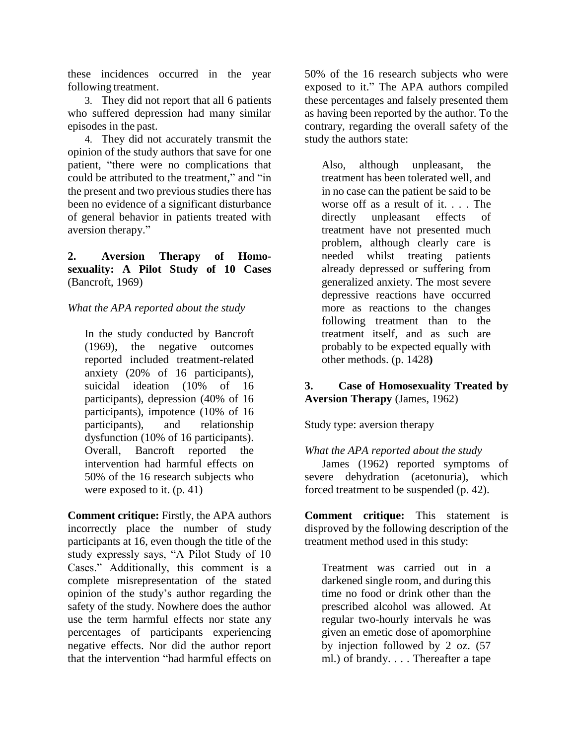these incidences occurred in the year following treatment.

3. They did not report that all 6 patients who suffered depression had many similar episodes in the past.

4. They did not accurately transmit the opinion of the study authors that save for one patient, "there were no complications that could be attributed to the treatment," and "in the present and two previous studies there has been no evidence of a significant disturbance of general behavior in patients treated with aversion therapy."

**2. Aversion Therapy of Homosexuality: A Pilot Study of 10 Cases** (Bancroft, 1969)

*What the APA reported about the study*

> In the study conducted by Bancroft (1969), the negative outcomes reported included treatment-related anxiety (20% of 16 participants), suicidal ideation (10% of 16 participants), depression (40% of 16 participants), impotence (10% of 16 participants), and relationship dysfunction (10% of 16 participants). Overall, Bancroft reported the intervention had harmful effects on 50% of the 16 research subjects who were exposed to it. (p. 41)

**Comment critique:** Firstly, the APA authors incorrectly place the number of study participants at 16, even though the title of the study expressly says, "A Pilot Study of 10 Cases." Additionally, this comment is a complete misrepresentation of the stated opinion of the study's author regarding the safety of the study. Nowhere does the author use the term harmful effects nor state any percentages of participants experiencing negative effects. Nor did the author report that the intervention "had harmful effects on 50% of the 16 research subjects who were exposed to it." The APA authors compiled these percentages and falsely presented them as having been reported by the author. To the contrary, regarding the overall safety of the study the authors state:

> Also, although unpleasant, the treatment has been tolerated well, and in no case can the patient be said to be worse off as a result of it. . . . The directly unpleasant effects of treatment have not presented much problem, although clearly care is needed whilst treating patients already depressed or suffering from generalized anxiety. The most severe depressive reactions have occurred more as reactions to the changes following treatment than to the treatment itself, and as such are probably to be expected equally with other methods. (p. 1428**)**

**3. Case of Homosexuality Treated by Aversion Therapy** (James, 1962)

Study type: aversion therapy

*What the APA reported about the study*

James (1962) reported symptoms of severe dehydration (acetonuria), which forced treatment to be suspended (p. 42).

**Comment critique:** This statement is disproved by the following description of the treatment method used in this study:

> Treatment was carried out in a darkened single room, and during this time no food or drink other than the prescribed alcohol was allowed. At regular two-hourly intervals he was given an emetic dose of apomorphine by injection followed by 2 oz. (57 ml.) of brandy. . . . Thereafter a tape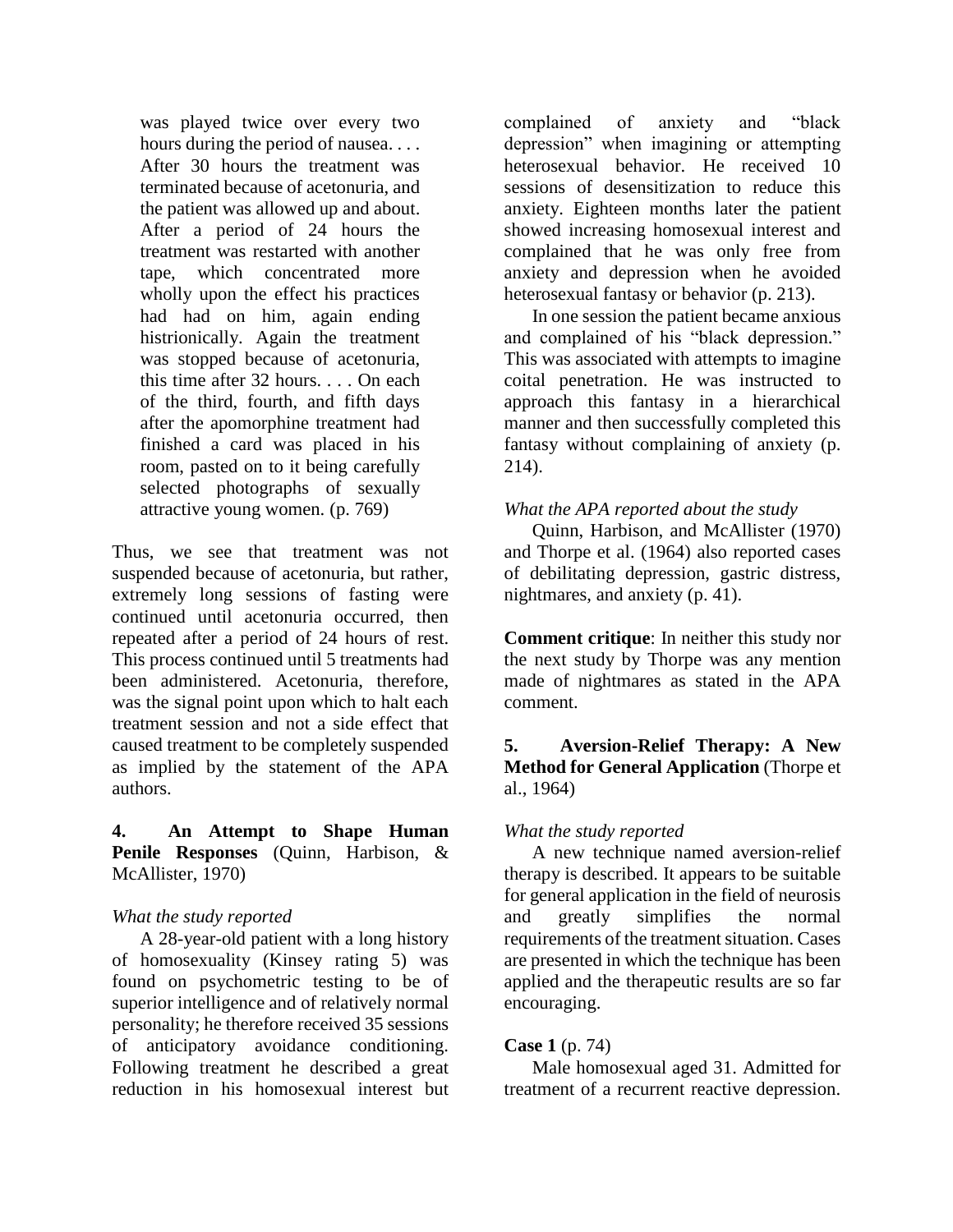> was played twice over every two hours during the period of nausea. . . . After 30 hours the treatment was terminated because of acetonuria, and the patient was allowed up and about. After a period of 24 hours the treatment was restarted with another tape, which concentrated more wholly upon the effect his practices had had on him, again ending histrionically. Again the treatment was stopped because of acetonuria, this time after 32 hours. . . . On each of the third, fourth, and fifth days after the apomorphine treatment had finished a card was placed in his room, pasted on to it being carefully selected photographs of sexually attractive young women. (p. 769)

Thus, we see that treatment was not suspended because of acetonuria, but rather, extremely long sessions of fasting were continued until acetonuria occurred, then repeated after a period of 24 hours of rest. This process continued until 5 treatments had been administered. Acetonuria, therefore, was the signal point upon which to halt each treatment session and not a side effect that caused treatment to be completely suspended as implied by the statement of the APA authors.

**4. An Attempt to Shape Human Penile Responses** (Quinn, Harbison, & McAllister, 1970)

*What the study reported*

A 28-year-old patient with a long history of homosexuality (Kinsey rating 5) was found on psychometric testing to be of superior intelligence and of relatively normal personality; he therefore received 35 sessions of anticipatory avoidance conditioning. Following treatment he described a great reduction in his homosexual interest but complained of anxiety and "black depression" when imagining or attempting heterosexual behavior. He received 10 sessions of desensitization to reduce this anxiety. Eighteen months later the patient showed increasing homosexual interest and complained that he was only free from anxiety and depression when he avoided heterosexual fantasy or behavior (p. 213).

In one session the patient became anxious and complained of his "black depression." This was associated with attempts to imagine coital penetration. He was instructed to approach this fantasy in a hierarchical manner and then successfully completed this fantasy without complaining of anxiety (p. 214).

*What the APA reported about the study*

Quinn, Harbison, and McAllister (1970) and Thorpe et al. (1964) also reported cases of debilitating depression, gastric distress, nightmares, and anxiety (p. 41).

**Comment critique**: In neither this study nor the next study by Thorpe was any mention made of nightmares as stated in the APA comment.

**5. Aversion-Relief Therapy: A New Method for General Application** (Thorpe et al., 1964)

*What the study reported*

A new technique named aversion-relief therapy is described. It appears to be suitable for general application in the field of neurosis and greatly simplifies the normal requirements of the treatment situation. Cases are presented in which the technique has been applied and the therapeutic results are so far encouraging.

**Case 1** (p. 74)

Male homosexual aged 31. Admitted for treatment of a recurrent reactive depression.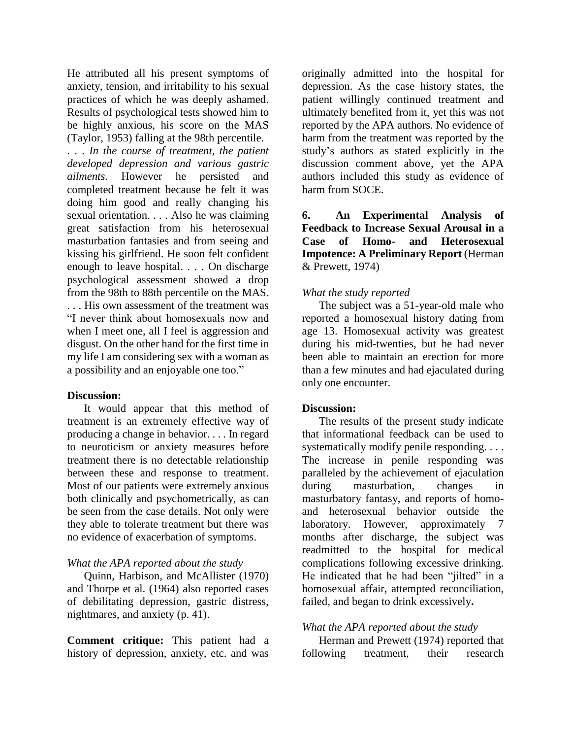He attributed all his present symptoms of anxiety, tension, and irritability to his sexual practices of which he was deeply ashamed. Results of psychological tests showed him to be highly anxious, his score on the MAS (Taylor, 1953) falling at the 98th percentile. . . . *In the course of treatment, the patient developed depression and various gastric ailments*. However he persisted and completed treatment because he felt it was doing him good and really changing his sexual orientation. . . . Also he was claiming great satisfaction from his heterosexual masturbation fantasies and from seeing and kissing his girlfriend. He soon felt confident enough to leave hospital. . . . On discharge psychological assessment showed a drop from the 98th to 88th percentile on the MAS. . . . His own assessment of the treatment was "I never think about homosexuals now and when I meet one, all I feel is aggression and disgust. On the other hand for the first time in my life I am considering sex with a woman as a possibility and an enjoyable one too."

**Discussion:**

It would appear that this method of treatment is an extremely effective way of producing a change in behavior. . . . In regard to neuroticism or anxiety measures before treatment there is no detectable relationship between these and response to treatment. Most of our patients were extremely anxious both clinically and psychometrically, as can be seen from the case details. Not only were they able to tolerate treatment but there was no evidence of exacerbation of symptoms.

*What the APA reported about the study*

Quinn, Harbison, and McAllister (1970) and Thorpe et al. (1964) also reported cases of debilitating depression, gastric distress, nightmares, and anxiety (p. 41).

**Comment critique:** This patient had a history of depression, anxiety, etc. and was originally admitted into the hospital for depression. As the case history states, the patient willingly continued treatment and ultimately benefited from it, yet this was not reported by the APA authors. No evidence of harm from the treatment was reported by the study's authors as stated explicitly in the discussion comment above, yet the APA authors included this study as evidence of harm from SOCE.

**6. An Experimental Analysis of Feedback to Increase Sexual Arousal in a Case of Homo- and Heterosexual Impotence: A Preliminary Report** (Herman & Prewett, 1974)

*What the study reported*

The subject was a 51-year-old male who reported a homosexual history dating from age 13. Homosexual activity was greatest during his mid-twenties, but he had never been able to maintain an erection for more than a few minutes and had ejaculated during only one encounter.

**Discussion:**

The results of the present study indicate that informational feedback can be used to systematically modify penile responding. . . . The increase in penile responding was paralleled by the achievement of ejaculation during masturbation, changes in masturbatory fantasy, and reports of homo- and heterosexual behavior outside the laboratory. However, approximately 7 months after discharge, the subject was readmitted to the hospital for medical complications following excessive drinking. He indicated that he had been "jilted" in a homosexual affair, attempted reconciliation, failed, and began to drink excessively**.**

*What the APA reported about the study*

Herman and Prewett (1974) reported that following treatment, their research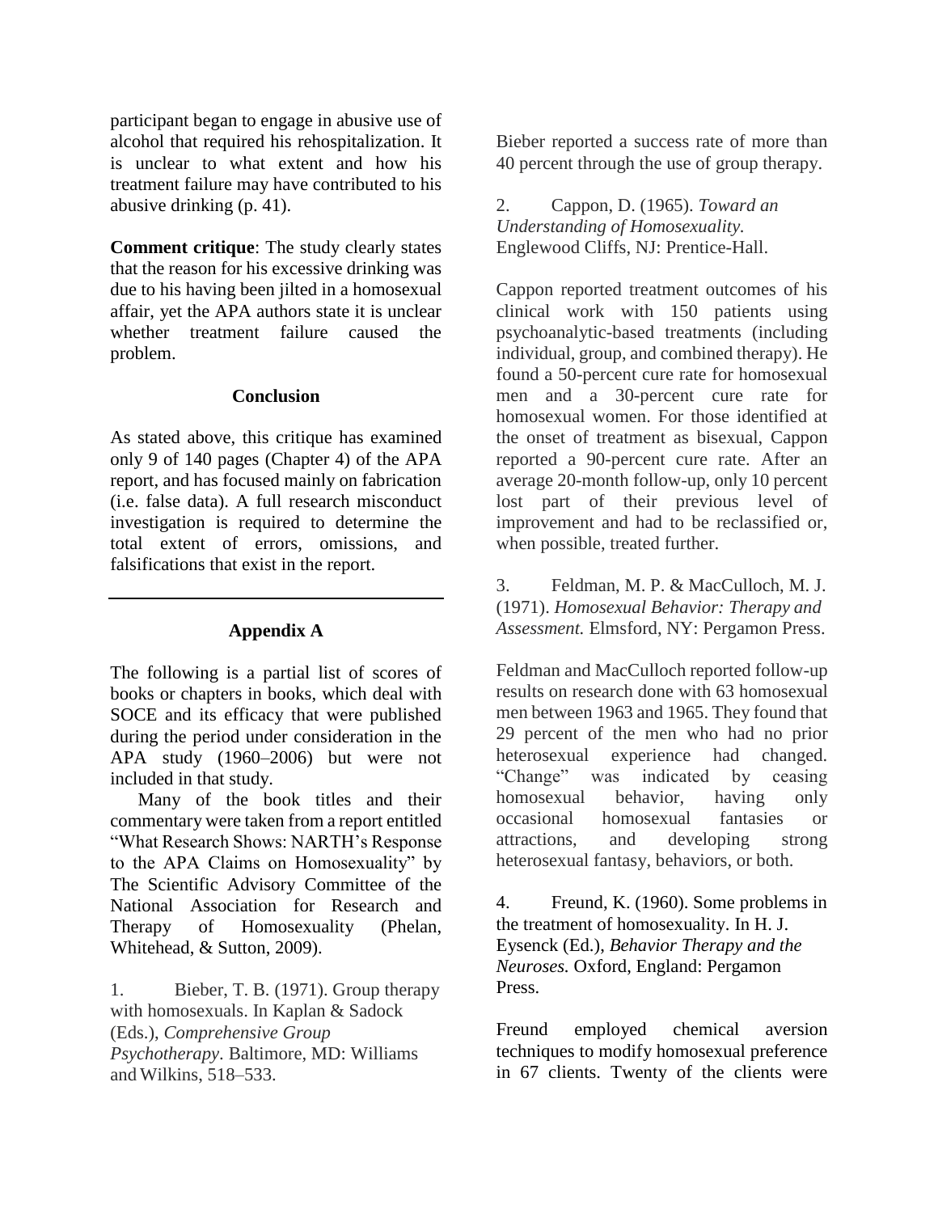participant began to engage in abusive use of alcohol that required his rehospitalization. It is unclear to what extent and how his treatment failure may have contributed to his abusive drinking (p. 41).

**Comment critique**: The study clearly states that the reason for his excessive drinking was due to his having been jilted in a homosexual affair, yet the APA authors state it is unclear whether treatment failure caused the problem.

### Conclusion

As stated above, this critique has examined only 9 of 140 pages (Chapter 4) of the APA report, and has focused mainly on fabrication (i.e. false data). A full research misconduct investigation is required to determine the total extent of errors, omissions, and falsifications that exist in the report.

---

### Appendix A

The following is a partial list of scores of books or chapters in books, which deal with SOCE and its efficacy that were published during the period under consideration in the APA study (1960–2006) but were not included in that study.

Many of the book titles and their commentary were taken from a report entitled "What Research Shows: NARTH's Response to the APA Claims on Homosexuality" by The Scientific Advisory Committee of the National Association for Research and Therapy of Homosexuality (Phelan, Whitehead, & Sutton, 2009).

1. Bieber, T. B. (1971). Group therapy with homosexuals. In Kaplan & Sadock (Eds.), *Comprehensive Group Psychotherapy*. Baltimore, MD: Williams and Wilkins, 518–533.

Bieber reported a success rate of more than 40 percent through the use of group therapy.

2. Cappon, D. (1965). *Toward an Understanding of Homosexuality.* Englewood Cliffs, NJ: Prentice-Hall.

Cappon reported treatment outcomes of his clinical work with 150 patients using psychoanalytic-based treatments (including individual, group, and combined therapy). He found a 50-percent cure rate for homosexual men and a 30-percent cure rate for homosexual women. For those identified at the onset of treatment as bisexual, Cappon reported a 90-percent cure rate. After an average 20-month follow-up, only 10 percent lost part of their previous level of improvement and had to be reclassified or, when possible, treated further.

3. Feldman, M. P. & MacCulloch, M. J. (1971). *Homosexual Behavior: Therapy and Assessment.* Elmsford, NY: Pergamon Press.

Feldman and MacCulloch reported follow-up results on research done with 63 homosexual men between 1963 and 1965. They found that 29 percent of the men who had no prior heterosexual experience had changed. "Change" was indicated by ceasing homosexual behavior, having only occasional homosexual fantasies or attractions, and developing strong heterosexual fantasy, behaviors, or both.

4. Freund, K. (1960). Some problems in the treatment of homosexuality. In H. J. Eysenck (Ed.), *Behavior Therapy and the Neuroses.* Oxford, England: Pergamon Press.

Freund employed chemical aversion techniques to modify homosexual preference in 67 clients. Twenty of the clients were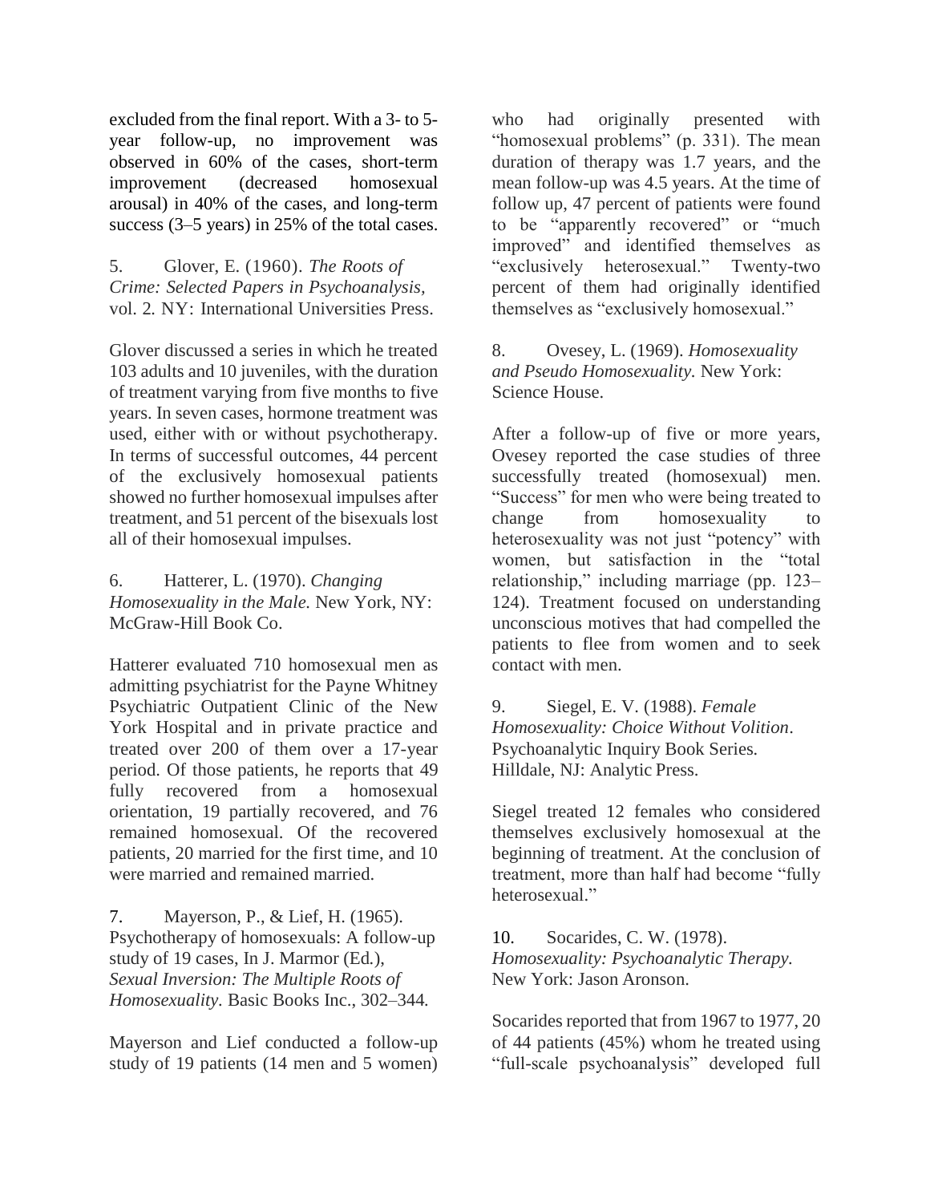excluded from the final report. With a 3- to 5-year follow-up, no improvement was observed in 60% of the cases, short-term improvement (decreased homosexual arousal) in 40% of the cases, and long-term success (3–5 years) in 25% of the total cases.

5. Glover, E. (1960). *The Roots of Crime: Selected Papers in Psychoanalysis,* vol. 2*.* NY: International Universities Press.

Glover discussed a series in which he treated 103 adults and 10 juveniles, with the duration of treatment varying from five months to five years. In seven cases, hormone treatment was used, either with or without psychotherapy. In terms of successful outcomes, 44 percent of the exclusively homosexual patients showed no further homosexual impulses after treatment, and 51 percent of the bisexuals lost all of their homosexual impulses.

6. Hatterer, L. (1970). *Changing Homosexuality in the Male.* New York, NY: McGraw-Hill Book Co.

Hatterer evaluated 710 homosexual men as admitting psychiatrist for the Payne Whitney Psychiatric Outpatient Clinic of the New York Hospital and in private practice and treated over 200 of them over a 17-year period. Of those patients, he reports that 49 fully recovered from a homosexual orientation, 19 partially recovered, and 76 remained homosexual. Of the recovered patients, 20 married for the first time, and 10 were married and remained married.

7. Mayerson, P., & Lief, H. (1965). Psychotherapy of homosexuals: A follow-up study of 19 cases, In J. Marmor (Ed.), *Sexual Inversion: The Multiple Roots of Homosexuality.* Basic Books Inc., 302–344*.*

Mayerson and Lief conducted a follow-up study of 19 patients (14 men and 5 women) who had originally presented with "homosexual problems" (p. 331). The mean duration of therapy was 1.7 years, and the mean follow-up was 4.5 years. At the time of follow up, 47 percent of patients were found to be "apparently recovered" or "much improved" and identified themselves as "exclusively heterosexual." Twenty-two percent of them had originally identified themselves as "exclusively homosexual."

8. Ovesey, L. (1969). *Homosexuality and Pseudo Homosexuality.* New York: Science House.

After a follow-up of five or more years, Ovesey reported the case studies of three successfully treated (homosexual) men. "Success" for men who were being treated to change from homosexuality to heterosexuality was not just "potency" with women, but satisfaction in the "total relationship," including marriage (pp. 123–124). Treatment focused on understanding unconscious motives that had compelled the patients to flee from women and to seek contact with men.

9. Siegel, E. V. (1988). *Female Homosexuality: Choice Without Volition*. Psychoanalytic Inquiry Book Series. Hilldale, NJ: Analytic Press.

Siegel treated 12 females who considered themselves exclusively homosexual at the beginning of treatment. At the conclusion of treatment, more than half had become "fully heterosexual."

10. Socarides, C. W. (1978). *Homosexuality: Psychoanalytic Therapy.* New York: Jason Aronson.

Socarides reported that from 1967 to 1977, 20 of 44 patients (45%) whom he treated using "full-scale psychoanalysis" developed full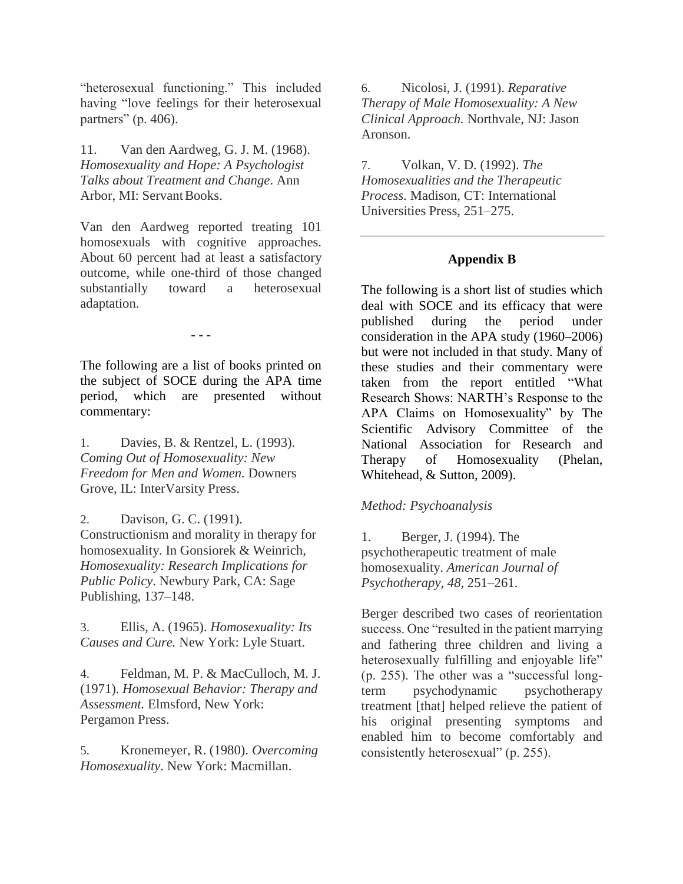"heterosexual functioning." This included having "love feelings for their heterosexual partners" (p. 406).

11. Van den Aardweg, G. J. M. (1968). *Homosexuality and Hope: A Psychologist Talks about Treatment and Change*. Ann Arbor, MI: Servant Books.

Van den Aardweg reported treating 101 homosexuals with cognitive approaches. About 60 percent had at least a satisfactory outcome, while one-third of those changed substantially toward a heterosexual adaptation.

- - -

The following are a list of books printed on the subject of SOCE during the APA time period, which are presented without commentary:

1. Davies, B. & Rentzel, L. (1993). *Coming Out of Homosexuality: New Freedom for Men and Women.* Downers Grove, IL: InterVarsity Press.

2. Davison, G. C. (1991). Constructionism and morality in therapy for homosexuality. In Gonsiorek & Weinrich, *Homosexuality: Research Implications for Public Policy*. Newbury Park, CA: Sage Publishing, 137–148.

3. Ellis, A. (1965). *Homosexuality: Its Causes and Cure.* New York: Lyle Stuart.

4. Feldman, M. P. & MacCulloch, M. J. (1971). *Homosexual Behavior: Therapy and Assessment.* Elmsford, New York: Pergamon Press.

5. Kronemeyer, R. (1980). *Overcoming Homosexuality*. New York: Macmillan.

6. Nicolosi, J. (1991). *Reparative Therapy of Male Homosexuality: A New Clinical Approach.* Northvale, NJ: Jason Aronson.

7. Volkan, V. D. (1992). *The Homosexualities and the Therapeutic Process.* Madison, CT: International Universities Press, 251–275.

---

## Appendix B

The following is a short list of studies which deal with SOCE and its efficacy that were published during the period under consideration in the APA study (1960–2006) but were not included in that study. Many of these studies and their commentary were taken from the report entitled "What Research Shows: NARTH's Response to the APA Claims on Homosexuality" by The Scientific Advisory Committee of the National Association for Research and Therapy of Homosexuality (Phelan, Whitehead, & Sutton, 2009).

*Method: Psychoanalysis*

1. Berger, J. (1994). The psychotherapeutic treatment of male homosexuality. *American Journal of Psychotherapy, 48*, 251–261.

Berger described two cases of reorientation success. One "resulted in the patient marrying and fathering three children and living a heterosexually fulfilling and enjoyable life" (p. 255). The other was a "successful long-term psychodynamic psychotherapy treatment [that] helped relieve the patient of his original presenting symptoms and enabled him to become comfortably and consistently heterosexual" (p. 255).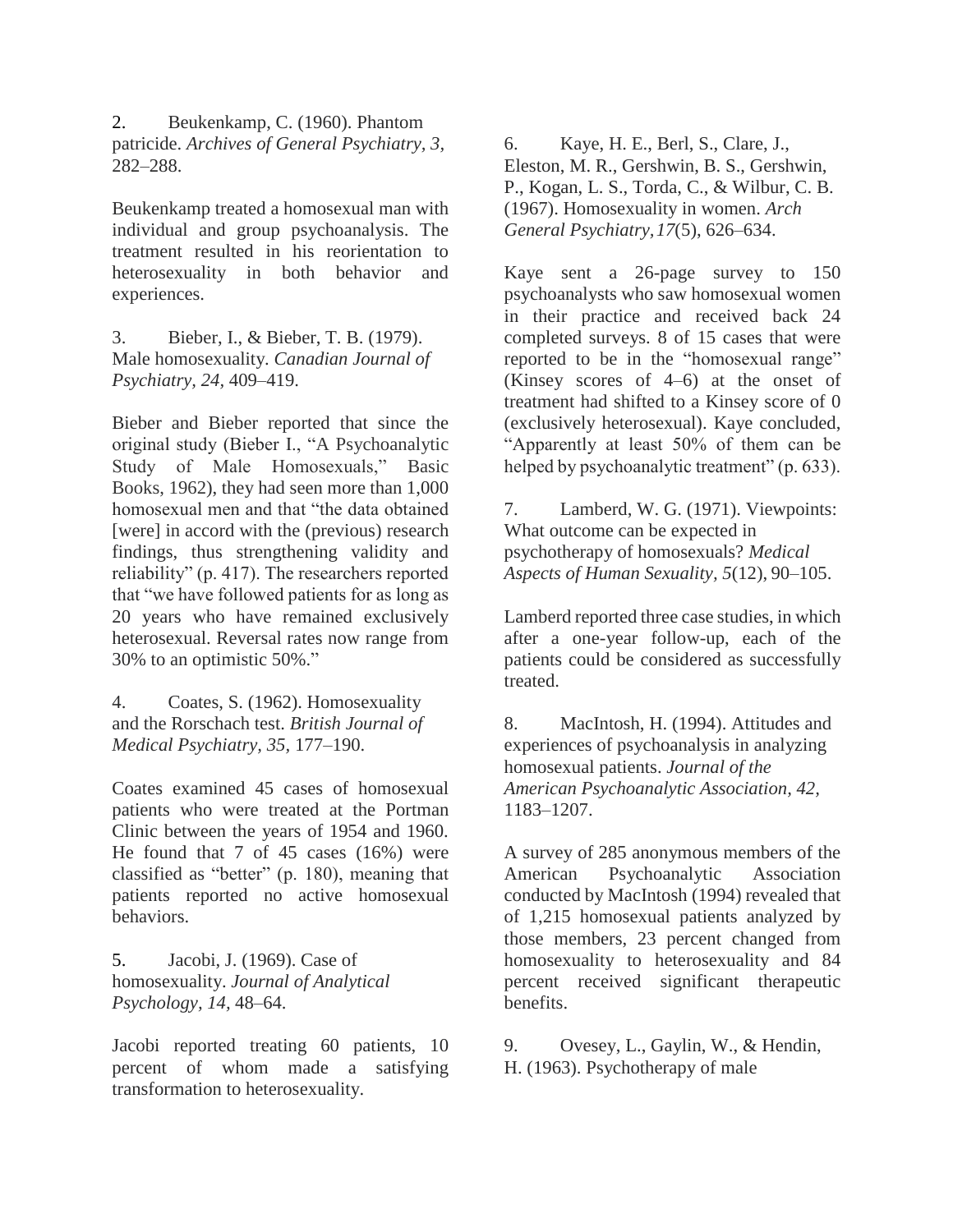2. Beukenkamp, C. (1960). Phantom patricide. *Archives of General Psychiatry, 3,* 282–288.

Beukenkamp treated a homosexual man with individual and group psychoanalysis. The treatment resulted in his reorientation to heterosexuality in both behavior and experiences.

3. Bieber, I., & Bieber, T. B. (1979). Male homosexuality. *Canadian Journal of Psychiatry, 24,* 409–419.

Bieber and Bieber reported that since the original study (Bieber I., "A Psychoanalytic Study of Male Homosexuals," Basic Books, 1962), they had seen more than 1,000 homosexual men and that "the data obtained [were] in accord with the (previous) research findings, thus strengthening validity and reliability" (p. 417). The researchers reported that "we have followed patients for as long as 20 years who have remained exclusively heterosexual. Reversal rates now range from 30% to an optimistic 50%."

4. Coates, S. (1962). Homosexuality and the Rorschach test. *British Journal of Medical Psychiatry, 35,* 177–190.

Coates examined 45 cases of homosexual patients who were treated at the Portman Clinic between the years of 1954 and 1960. He found that 7 of 45 cases (16%) were classified as "better" (p. 180), meaning that patients reported no active homosexual behaviors.

5. Jacobi, J. (1969). Case of homosexuality. *Journal of Analytical Psychology, 14,* 48–64.

Jacobi reported treating 60 patients, 10 percent of whom made a satisfying transformation to heterosexuality.

6. Kaye, H. E., Berl, S., Clare, J., Eleston, M. R., Gershwin, B. S., Gershwin, P., Kogan, L. S., Torda, C., & Wilbur, C. B. (1967). Homosexuality in women. *Arch General Psychiatry, 17*(5), 626–634.

Kaye sent a 26-page survey to 150 psychoanalysts who saw homosexual women in their practice and received back 24 completed surveys. 8 of 15 cases that were reported to be in the "homosexual range" (Kinsey scores of 4–6) at the onset of treatment had shifted to a Kinsey score of 0 (exclusively heterosexual). Kaye concluded, "Apparently at least 50% of them can be helped by psychoanalytic treatment" (p. 633).

7. Lamberd, W. G. (1971). Viewpoints: What outcome can be expected in psychotherapy of homosexuals? *Medical Aspects of Human Sexuality, 5*(12), 90–105.

Lamberd reported three case studies, in which after a one-year follow-up, each of the patients could be considered as successfully treated.

8. MacIntosh, H. (1994). Attitudes and experiences of psychoanalysis in analyzing homosexual patients. *Journal of the American Psychoanalytic Association, 42,* 1183–1207.

A survey of 285 anonymous members of the American Psychoanalytic Association conducted by MacIntosh (1994) revealed that of 1,215 homosexual patients analyzed by those members, 23 percent changed from homosexuality to heterosexuality and 84 percent received significant therapeutic benefits.

9. Ovesey, L., Gaylin, W., & Hendin, H. (1963). Psychotherapy of male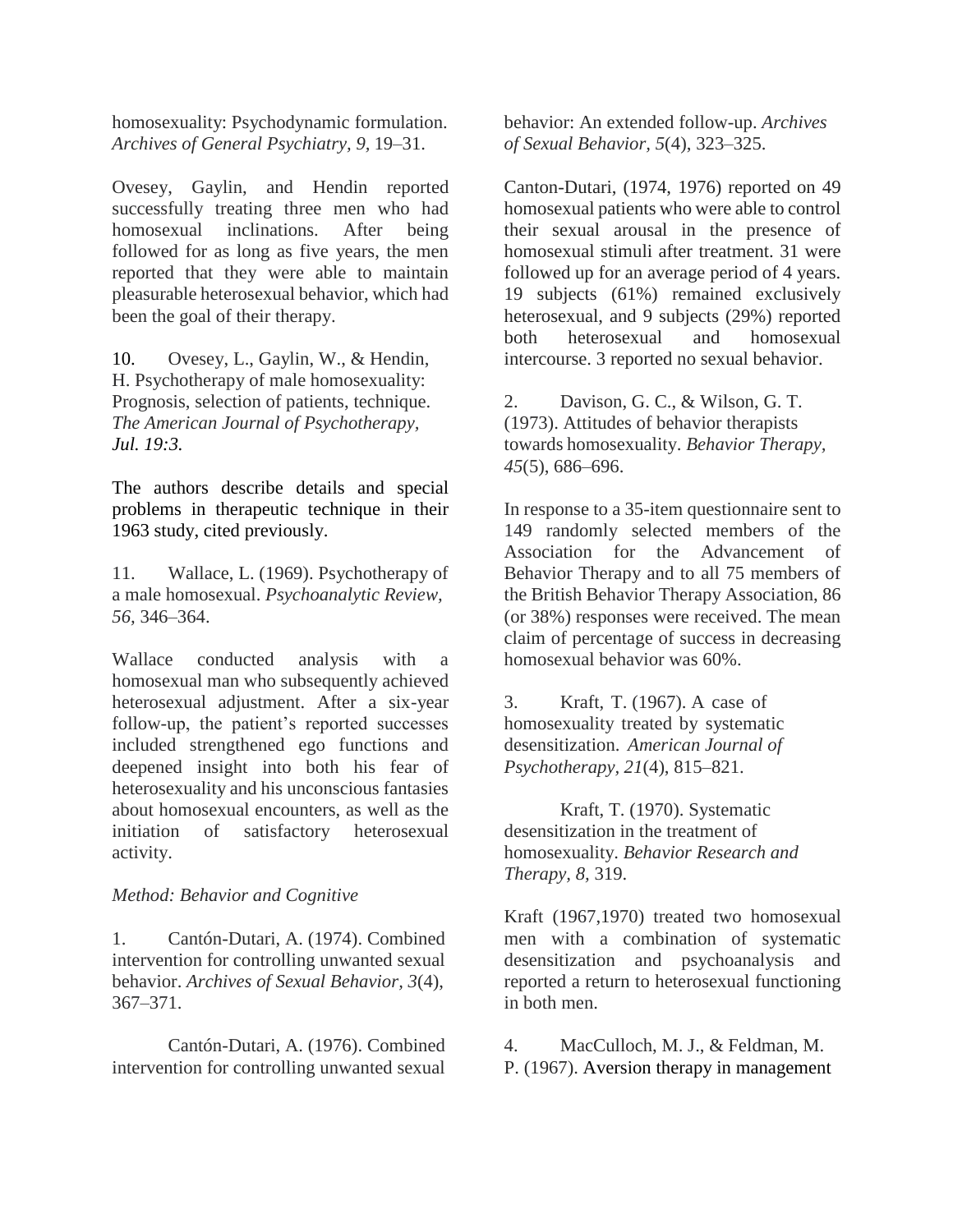homosexuality: Psychodynamic formulation. *Archives of General Psychiatry, 9*, 19–31.

Ovesey, Gaylin, and Hendin reported successfully treating three men who had homosexual inclinations. After being followed for as long as five years, the men reported that they were able to maintain pleasurable heterosexual behavior, which had been the goal of their therapy.

10. Ovesey, L., Gaylin, W., & Hendin, H. Psychotherapy of male homosexuality: Prognosis, selection of patients, technique. *The American Journal of Psychotherapy, Jul. 19:3.*

The authors describe details and special problems in therapeutic technique in their 1963 study, cited previously.

11. Wallace, L. (1969). Psychotherapy of a male homosexual. *Psychoanalytic Review, 56,* 346–364.

Wallace conducted analysis with a homosexual man who subsequently achieved heterosexual adjustment. After a six-year follow-up, the patient's reported successes included strengthened ego functions and deepened insight into both his fear of heterosexuality and his unconscious fantasies about homosexual encounters, as well as the initiation of satisfactory heterosexual activity.

*Method: Behavior and Cognitive*

1. Cantón-Dutari, A. (1974). Combined intervention for controlling unwanted sexual behavior. *Archives of Sexual Behavior, 3*(4), 367–371.

   Cantón-Dutari, A. (1976). Combined intervention for controlling unwanted sexual behavior: An extended follow-up. *Archives of Sexual Behavior, 5*(4), 323–325.

Canton-Dutari, (1974, 1976) reported on 49 homosexual patients who were able to control their sexual arousal in the presence of homosexual stimuli after treatment. 31 were followed up for an average period of 4 years. 19 subjects (61%) remained exclusively heterosexual, and 9 subjects (29%) reported both heterosexual and homosexual intercourse. 3 reported no sexual behavior.

2. Davison, G. C., & Wilson, G. T. (1973). Attitudes of behavior therapists towards homosexuality. *Behavior Therapy, 45*(5), 686–696.

In response to a 35-item questionnaire sent to 149 randomly selected members of the Association for the Advancement of Behavior Therapy and to all 75 members of the British Behavior Therapy Association, 86 (or 38%) responses were received. The mean claim of percentage of success in decreasing homosexual behavior was 60%.

3. Kraft, T. (1967). A case of homosexuality treated by systematic desensitization. *American Journal of Psychotherapy, 21*(4), 815–821.

   Kraft, T. (1970). Systematic desensitization in the treatment of homosexuality. *Behavior Research and Therapy, 8,* 319.

Kraft (1967,1970) treated two homosexual men with a combination of systematic desensitization and psychoanalysis and reported a return to heterosexual functioning in both men.

4. MacCulloch, M. J., & Feldman, M. P. (1967). Aversion therapy in management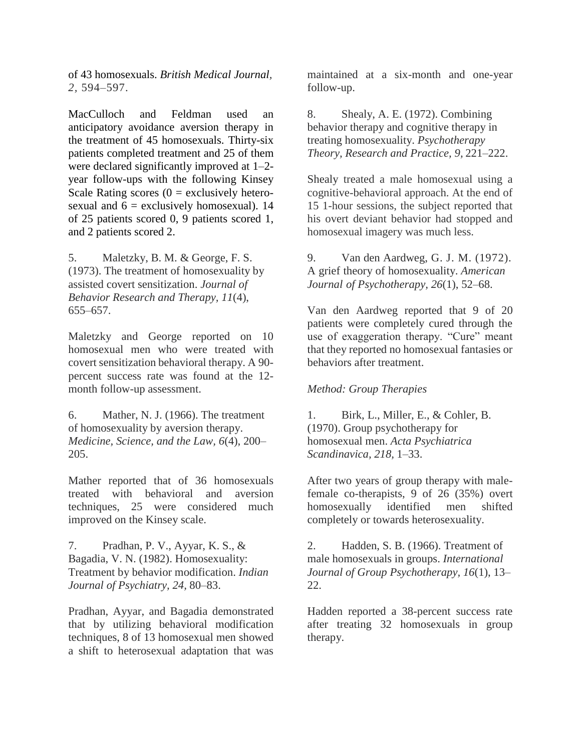of 43 homosexuals. *British Medical Journal, 2,* 594–597.

MacCulloch and Feldman used an anticipatory avoidance aversion therapy in the treatment of 45 homosexuals. Thirty-six patients completed treatment and 25 of them were declared significantly improved at 1–2-year follow-ups with the following Kinsey Scale Rating scores (0 = exclusively hetero-sexual and 6 = exclusively homosexual). 14 of 25 patients scored 0, 9 patients scored 1, and 2 patients scored 2.

5. Maletzky, B. M. & George, F. S. (1973). The treatment of homosexuality by assisted covert sensitization. *Journal of Behavior Research and Therapy, 11*(4), 655–657.

Maletzky and George reported on 10 homosexual men who were treated with covert sensitization behavioral therapy. A 90-percent success rate was found at the 12-month follow-up assessment.

6. Mather, N. J. (1966). The treatment of homosexuality by aversion therapy. *Medicine, Science, and the Law, 6*(4), 200–205.

Mather reported that of 36 homosexuals treated with behavioral and aversion techniques, 25 were considered much improved on the Kinsey scale.

7. Pradhan, P. V., Ayyar, K. S., & Bagadia, V. N. (1982). Homosexuality: Treatment by behavior modification. *Indian Journal of Psychiatry, 24,* 80–83.

Pradhan, Ayyar, and Bagadia demonstrated that by utilizing behavioral modification techniques, 8 of 13 homosexual men showed a shift to heterosexual adaptation that was maintained at a six-month and one-year follow-up.

8. Shealy, A. E. (1972). Combining behavior therapy and cognitive therapy in treating homosexuality. *Psychotherapy Theory, Research and Practice, 9,* 221–222.

Shealy treated a male homosexual using a cognitive-behavioral approach. At the end of 15 1-hour sessions, the subject reported that his overt deviant behavior had stopped and homosexual imagery was much less.

9. Van den Aardweg, G. J. M. (1972). A grief theory of homosexuality. *American Journal of Psychotherapy, 26*(1), 52–68.

Van den Aardweg reported that 9 of 20 patients were completely cured through the use of exaggeration therapy. "Cure" meant that they reported no homosexual fantasies or behaviors after treatment.

*Method: Group Therapies*

1. Birk, L., Miller, E., & Cohler, B. (1970). Group psychotherapy for homosexual men. *Acta Psychiatrica Scandinavica, 218,* 1–33.

After two years of group therapy with male-female co-therapists, 9 of 26 (35%) overt homosexually identified men shifted completely or towards heterosexuality.

2. Hadden, S. B. (1966). Treatment of male homosexuals in groups. *International Journal of Group Psychotherapy, 16*(1), 13–22.

Hadden reported a 38-percent success rate after treating 32 homosexuals in group therapy.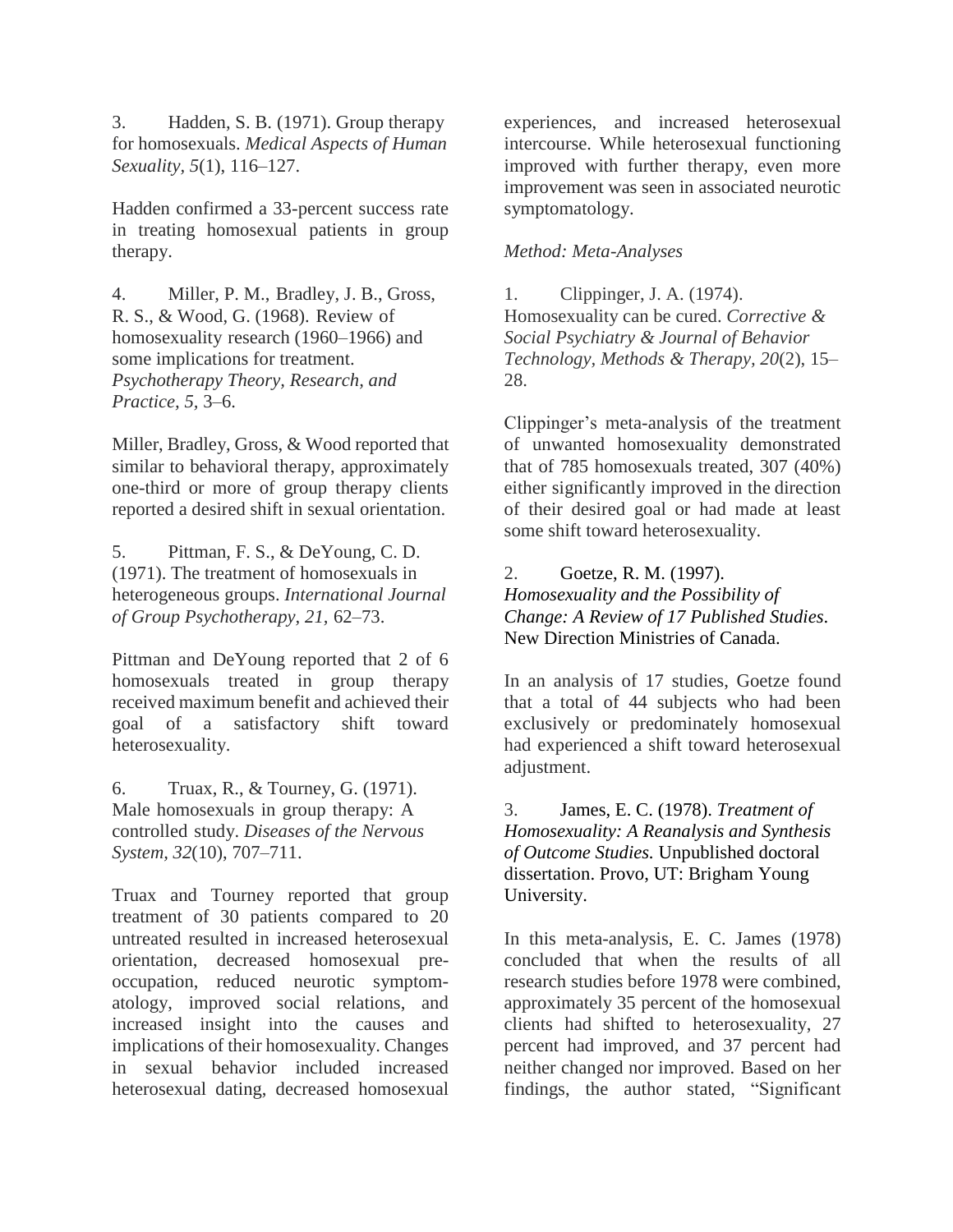3. Hadden, S. B. (1971). Group therapy for homosexuals. *Medical Aspects of Human Sexuality, 5*(1), 116–127.

Hadden confirmed a 33-percent success rate in treating homosexual patients in group therapy.

4. Miller, P. M., Bradley, J. B., Gross, R. S., & Wood, G. (1968). Review of homosexuality research (1960–1966) and some implications for treatment. *Psychotherapy Theory, Research, and Practice, 5,* 3–6.

Miller, Bradley, Gross, & Wood reported that similar to behavioral therapy, approximately one-third or more of group therapy clients reported a desired shift in sexual orientation.

5. Pittman, F. S., & DeYoung, C. D. (1971). The treatment of homosexuals in heterogeneous groups. *International Journal of Group Psychotherapy, 21,* 62–73.

Pittman and DeYoung reported that 2 of 6 homosexuals treated in group therapy received maximum benefit and achieved their goal of a satisfactory shift toward heterosexuality.

6. Truax, R., & Tourney, G. (1971). Male homosexuals in group therapy: A controlled study. *Diseases of the Nervous System, 32*(10), 707–711.

Truax and Tourney reported that group treatment of 30 patients compared to 20 untreated resulted in increased heterosexual orientation, decreased homosexual pre-occupation, reduced neurotic symptom-atology, improved social relations, and increased insight into the causes and implications of their homosexuality. Changes in sexual behavior included increased heterosexual dating, decreased homosexual experiences, and increased heterosexual intercourse. While heterosexual functioning improved with further therapy, even more improvement was seen in associated neurotic symptomatology.

*Method: Meta-Analyses*

1. Clippinger, J. A. (1974). Homosexuality can be cured. *Corrective & Social Psychiatry & Journal of Behavior Technology, Methods & Therapy, 20*(2), 15–28.

Clippinger's meta-analysis of the treatment of unwanted homosexuality demonstrated that of 785 homosexuals treated, 307 (40%) either significantly improved in the direction of their desired goal or had made at least some shift toward heterosexuality.

2. Goetze, R. M. (1997). *Homosexuality and the Possibility of Change: A Review of 17 Published Studies*. New Direction Ministries of Canada.

In an analysis of 17 studies, Goetze found that a total of 44 subjects who had been exclusively or predominately homosexual had experienced a shift toward heterosexual adjustment.

3. James, E. C. (1978). *Treatment of Homosexuality: A Reanalysis and Synthesis of Outcome Studies.* Unpublished doctoral dissertation. Provo, UT: Brigham Young University.

In this meta-analysis, E. C. James (1978) concluded that when the results of all research studies before 1978 were combined, approximately 35 percent of the homosexual clients had shifted to heterosexuality, 27 percent had improved, and 37 percent had neither changed nor improved. Based on her findings, the author stated, "Significant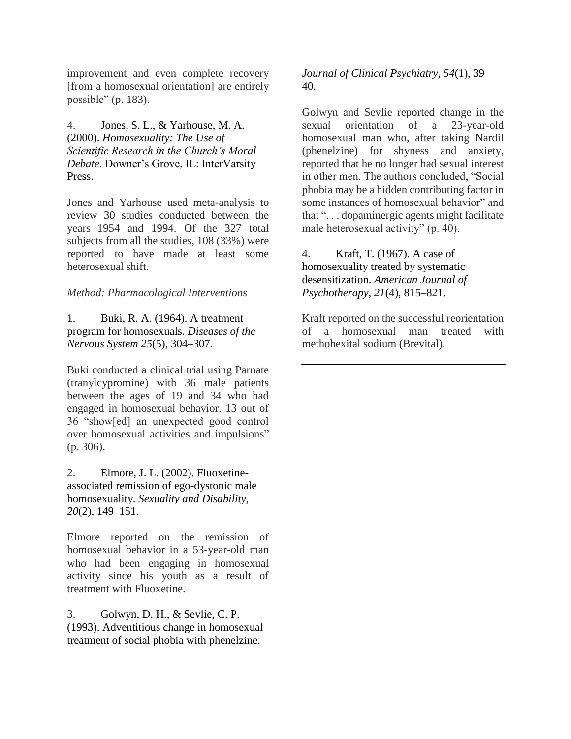improvement and even complete recovery [from a homosexual orientation] are entirely possible" (p. 183).

4. Jones, S. L., & Yarhouse, M. A. (2000). *Homosexuality: The Use of Scientific Research in the Church's Moral Debate.* Downer's Grove, IL: InterVarsity Press.

Jones and Yarhouse used meta-analysis to review 30 studies conducted between the years 1954 and 1994. Of the 327 total subjects from all the studies, 108 (33%) were reported to have made at least some heterosexual shift.

*Method: Pharmacological Interventions*

1. Buki, R. A. (1964). A treatment program for homosexuals. *Diseases of the Nervous System 25*(5), 304–307.

Buki conducted a clinical trial using Parnate (tranylcypromine) with 36 male patients between the ages of 19 and 34 who had engaged in homosexual behavior. 13 out of 36 "show[ed] an unexpected good control over homosexual activities and impulsions" (p. 306).

2. Elmore, J. L. (2002). Fluoxetine-associated remission of ego-dystonic male homosexuality. *Sexuality and Disability, 20*(2), 149–151.

Elmore reported on the remission of homosexual behavior in a 53-year-old man who had been engaging in homosexual activity since his youth as a result of treatment with Fluoxetine.

3. Golwyn, D. H., & Sevlie, C. P. (1993). Adventitious change in homosexual treatment of social phobia with phenelzine. *Journal of Clinical Psychiatry, 54*(1), 39–40.

Golwyn and Sevlie reported change in the sexual orientation of a 23-year-old homosexual man who, after taking Nardil (phenelzine) for shyness and anxiety, reported that he no longer had sexual interest in other men. The authors concluded, "Social phobia may be a hidden contributing factor in some instances of homosexual behavior" and that ". . . dopaminergic agents might facilitate male heterosexual activity" (p. 40).

4. Kraft, T. (1967). A case of homosexuality treated by systematic desensitization. *American Journal of Psychotherapy, 21*(4), 815–821.

Kraft reported on the successful reorientation of a homosexual man treated with methohexital sodium (Brevital).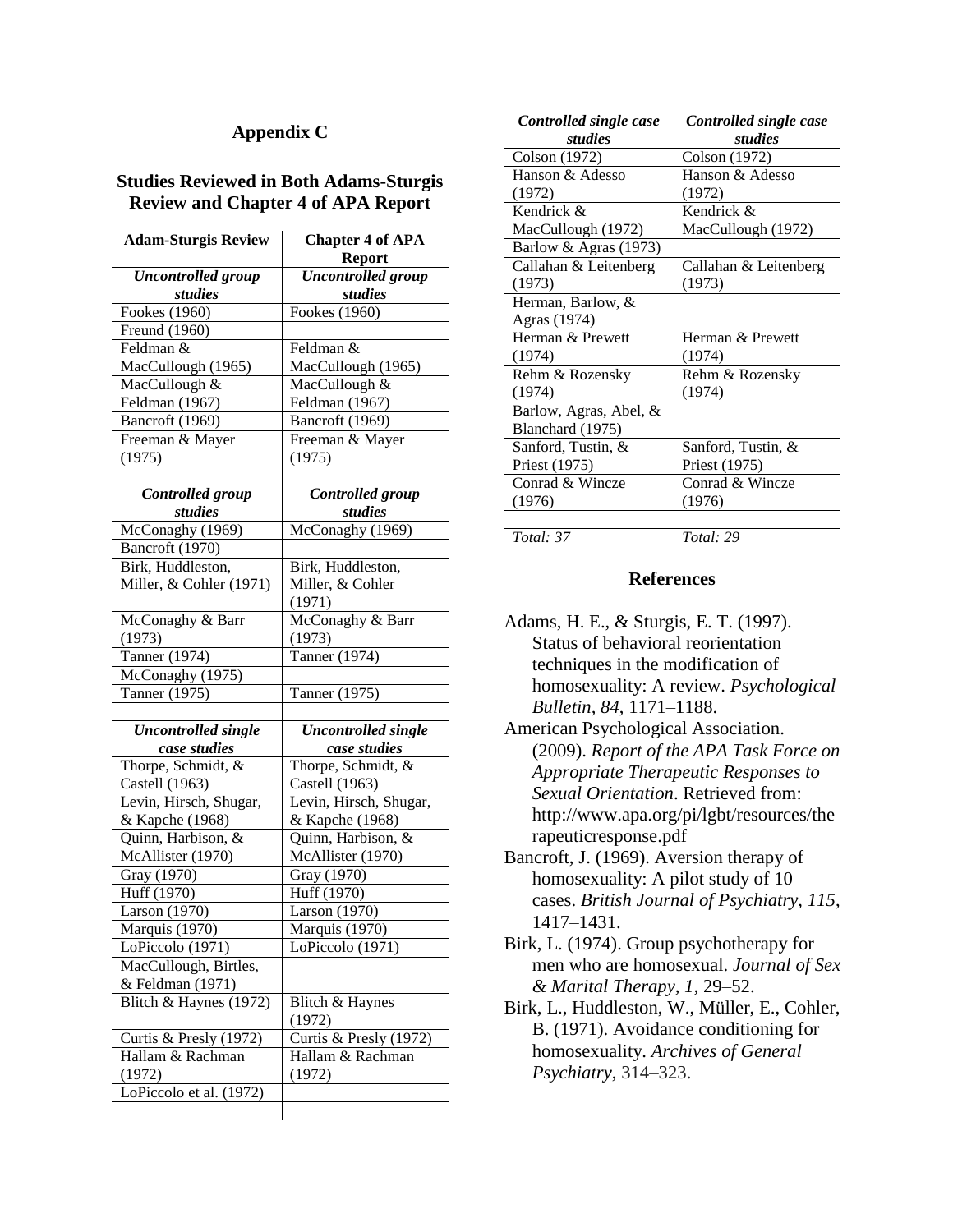## Appendix C

### Studies Reviewed in Both Adams-Sturgis Review and Chapter 4 of APA Report

| Adam-Sturgis Review | Chapter 4 of APA Report |
|---|---|
| ***Uncontrolled group studies*** | ***Uncontrolled group studies*** |
| Fookes (1960) | Fookes (1960) |
| Freund (1960) | |
| Feldman & MacCullough (1965) | Feldman & MacCullough (1965) |
| MacCullough & Feldman (1967) | MacCullough & Feldman (1967) |
| Bancroft (1969) | Bancroft (1969) |
| Freeman & Mayer (1975) | Freeman & Mayer (1975) |
| | |
| ***Controlled group studies*** | ***Controlled group studies*** |
| McConaghy (1969) | McConaghy (1969) |
| Bancroft (1970) | |
| Birk, Huddleston, Miller, & Cohler (1971) | Birk, Huddleston, Miller, & Cohler (1971) |
| McConaghy & Barr (1973) | McConaghy & Barr (1973) |
| Tanner (1974) | Tanner (1974) |
| McConaghy (1975) | |
| Tanner (1975) | Tanner (1975) |
| | |
| ***Uncontrolled single case studies*** | ***Uncontrolled single case studies*** |
| Thorpe, Schmidt, & Castell (1963) | Thorpe, Schmidt, & Castell (1963) |
| Levin, Hirsch, Shugar, & Kapche (1968) | Levin, Hirsch, Shugar, & Kapche (1968) |
| Quinn, Harbison, & McAllister (1970) | Quinn, Harbison, & McAllister (1970) |
| Gray (1970) | Gray (1970) |
| Huff (1970) | Huff (1970) |
| Larson (1970) | Larson (1970) |
| Marquis (1970) | Marquis (1970) |
| LoPiccolo (1971) | LoPiccolo (1971) |
| MacCullough, Birtles, & Feldman (1971) | |
| Blitch & Haynes (1972) | Blitch & Haynes (1972) |
| Curtis & Presly (1972) | Curtis & Presly (1972) |
| Hallam & Rachman (1972) | Hallam & Rachman (1972) |
| LoPiccolo et al. (1972) | |
| | |
| ***Controlled single case studies*** | ***Controlled single case studies*** |
| Colson (1972) | Colson (1972) |
| Hanson & Adesso (1972) | Hanson & Adesso (1972) |
| Kendrick & MacCullough (1972) | Kendrick & MacCullough (1972) |
| Barlow & Agras (1973) | |
| Callahan & Leitenberg (1973) | Callahan & Leitenberg (1973) |
| Herman, Barlow, & Agras (1974) | |
| Herman & Prewett (1974) | Herman & Prewett (1974) |
| Rehm & Rozensky (1974) | Rehm & Rozensky (1974) |
| Barlow, Agras, Abel, & Blanchard (1975) | |
| Sanford, Tustin, & Priest (1975) | Sanford, Tustin, & Priest (1975) |
| Conrad & Wincze (1976) | Conrad & Wincze (1976) |
| | |
| *Total: 37* | *Total: 29* |

## References

Adams, H. E., & Sturgis, E. T. (1997). Status of behavioral reorientation techniques in the modification of homosexuality: A review. *Psychological Bulletin, 84*, 1171–1188.

American Psychological Association. (2009). *Report of the APA Task Force on Appropriate Therapeutic Responses to Sexual Orientation*. Retrieved from: http://www.apa.org/pi/lgbt/resources/therapeuticresponse.pdf

Bancroft, J. (1969). Aversion therapy of homosexuality: A pilot study of 10 cases. *British Journal of Psychiatry, 115*, 1417–1431.

Birk, L. (1974). Group psychotherapy for men who are homosexual. *Journal of Sex & Marital Therapy, 1*, 29–52.

Birk, L., Huddleston, W., Müller, E., Cohler, B. (1971). Avoidance conditioning for homosexuality. *Archives of General Psychiatry*, 314–323.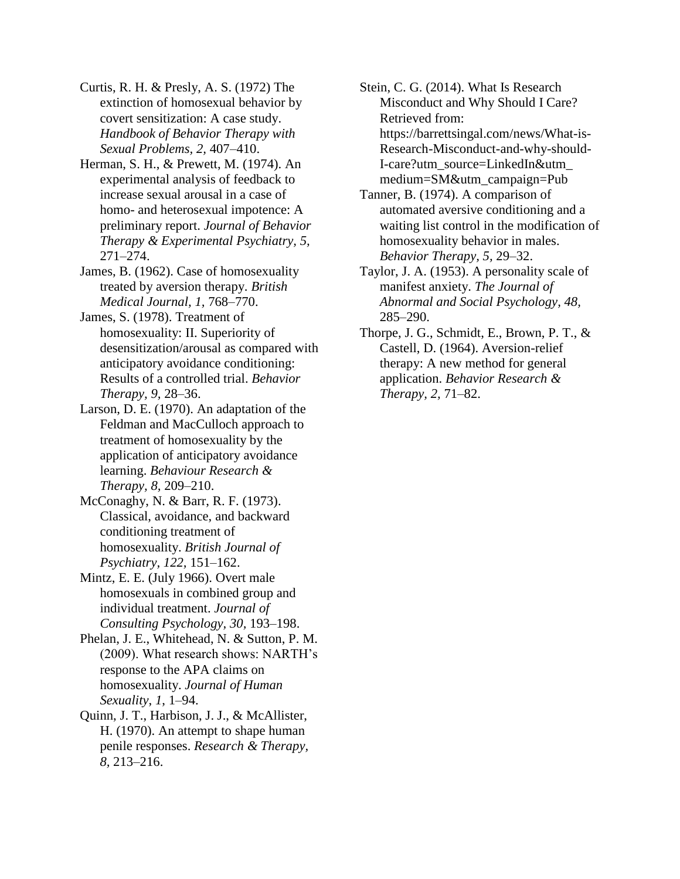Curtis, R. H. & Presly, A. S. (1972) The extinction of homosexual behavior by covert sensitization: A case study. *Handbook of Behavior Therapy with Sexual Problems*, *2*, 407–410.

Herman, S. H., & Prewett, M. (1974). An experimental analysis of feedback to increase sexual arousal in a case of homo- and heterosexual impotence: A preliminary report. *Journal of Behavior Therapy & Experimental Psychiatry*, *5*, 271–274.

James, B. (1962). Case of homosexuality treated by aversion therapy. *British Medical Journal, 1*, 768–770.

James, S. (1978). Treatment of homosexuality: II. Superiority of desensitization/arousal as compared with anticipatory avoidance conditioning: Results of a controlled trial. *Behavior Therapy, 9*, 28–36.

Larson, D. E. (1970). An adaptation of the Feldman and MacCulloch approach to treatment of homosexuality by the application of anticipatory avoidance learning. *Behaviour Research & Therapy, 8*, 209–210.

McConaghy, N. & Barr, R. F. (1973). Classical, avoidance, and backward conditioning treatment of homosexuality. *British Journal of Psychiatry, 122*, 151–162.

Mintz, E. E. (July 1966). Overt male homosexuals in combined group and individual treatment. *Journal of Consulting Psychology, 30*, 193–198.

Phelan, J. E., Whitehead, N. & Sutton, P. M. (2009). What research shows: NARTH's response to the APA claims on homosexuality. *Journal of Human Sexuality*, *1*, 1–94.

Quinn, J. T., Harbison, J. J., & McAllister, H. (1970). An attempt to shape human penile responses. *Research & Therapy, 8*, 213–216.

Stein, C. G. (2014). What Is Research Misconduct and Why Should I Care? Retrieved from: https://barrettsingal.com/news/What-is-Research-Misconduct-and-why-should-I-care?utm_source=LinkedIn&utm_medium=SM&utm_campaign=Pub

Tanner, B. (1974). A comparison of automated aversive conditioning and a waiting list control in the modification of homosexuality behavior in males. *Behavior Therapy, 5*, 29–32.

Taylor, J. A. (1953). A personality scale of manifest anxiety. *The Journal of Abnormal and Social Psychology, 48*, 285–290.

Thorpe, J. G., Schmidt, E., Brown, P. T., & Castell, D. (1964). Aversion-relief therapy: A new method for general application. *Behavior Research & Therapy, 2*, 71–82.